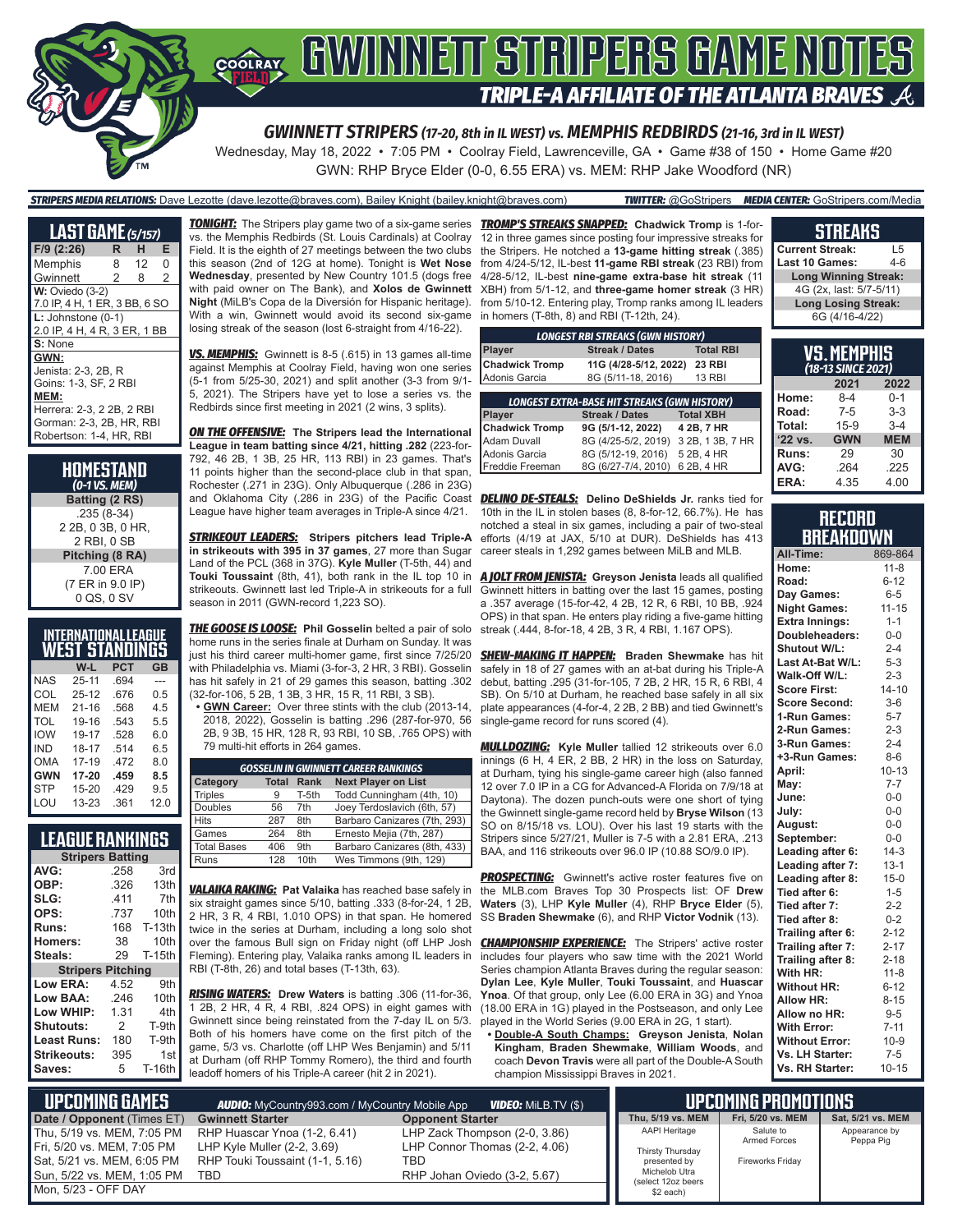# GWINNETT STRIPERS GAME NOTES

## TRIPLE-A AFFILIATE OF THE ATLANTA BRAVES

### GWINNETT STRIPERS (17-20, 8th in IL WEST) vs. MEMPHIS REDBIRDS (21-16, 3rd in IL WEST)

Wednesday, May 18, 2022 • 7:05 PM • Coolray Field, Lawrenceville, GA • Game #38 of 150 • Home Game #20

GWN: RHP Bryce Elder (0-0, 6.55 ERA) vs. MEM: RHP Jake Woodford (NR)

**STRIPERS MEDIA RELATIONS:** Dave Lezotte (dave.lezotte@braves.com), Bailey Knight (bailey.knight@braves.com) **TWITTER:** @GoStripers **MEDIA CENTER:** GoStripers.com/Media

## LAST GAME (5/15?)

| F/9 (2:26) | R | H | E |
|---|---|---|---|
| Memphis | 8 | 12 | 0 |
| Gwinnett | 2 | 8 | 2 |

**W:** Oviedo (3-2)
7.0 IP, 4 H, 1 ER, 3 BB, 6 SO

**L:** Johnstone (0-1)
2.0 IP, 4 H, 4 R, 3 ER, 1 BB

**S:** None

**GWN:**
Jenista: 2-3, 2B, R
Goins: 1-3, SF, 2 RBI

**MEM:**
Herrera: 2-3, 2 2B, 2 RBI
Gorman: 2-3, 2B, HR, RBI
Robertson: 1-4, HR, RBI

## HOMESTAND (0-1 vs. MEM)

**Batting (2 RS)**
.235 (8-34)
2 2B, 0 3B, 0 HR,
2 RBI, 0 SB

**Pitching (8 RA)**
7.00 ERA
(7 ER in 9.0 IP)
0 QS, 0 SV

## INTERNATIONAL LEAGUE WEST STANDINGS

| | W-L | PCT | GB |
|---|---|---|---|
| NAS | 25-11 | .694 | --- |
| COL | 25-12 | .676 | 0.5 |
| MEM | 21-16 | .568 | 4.5 |
| TOL | 19-16 | .543 | 5.5 |
| IOW | 19-17 | .528 | 6.0 |
| IND | 18-17 | .514 | 6.5 |
| OMA | 17-19 | .472 | 8.0 |
| GWN | 17-20 | .459 | 8.5 |
| STP | 15-20 | .429 | 9.5 |
| LOU | 13-23 | .361 | 12.0 |

## LEAGUE RANKINGS

| Stripers Batting | | |
|---|---|---|
| AVG: | .258 | 3rd |
| OBP: | .326 | 13th |
| SLG: | .411 | 7th |
| OPS: | .737 | 10th |
| Runs: | 168 | T-13th |
| Homers: | 38 | 10th |
| Steals: | 29 | T-15th |
| **Stripers Pitching** | | |
| Low ERA: | 4.52 | 9th |
| Low BAA: | .246 | 10th |
| Low WHIP: | 1.31 | 4th |
| Shutouts: | 2 | T-9th |
| Least Runs: | 180 | T-9th |
| Strikeouts: | 395 | 1st |
| Saves: | 5 | T-16th |

**TONIGHT:** The Stripers play game two of a six-game series vs. the Memphis Redbirds (St. Louis Cardinals) at Coolray Field. It is the eighth of 27 meetings between the two clubs this season (2nd of 12G at home). Tonight is **Wet Nose Wednesday**, presented by New Country 101.5 (dogs free with paid owner on The Bank), and **Xolos de Gwinnett Night** (MiLB's Copa de la Diversión for Hispanic heritage). With a win, Gwinnett would avoid its second six-game losing streak of the season (lost 6-straight from 4/16-22).

**VS. MEMPHIS:** Gwinnett is 8-5 (.615) in 13 games all-time against Memphis at Coolray Field, having won one series (5-1 from 5/25-30, 2021) and split another (3-3 from 9/1-5, 2021). The Stripers have yet to lose a series vs. the Redbirds since first meeting in 2021 (2 wins, 3 splits).

**ON THE OFFENSIVE: The Stripers lead the International League in team batting since 4/21, hitting .282** (223-for-792, 46 2B, 1 3B, 25 HR, 113 RBI) in 23 games. That's 11 points higher than the second-place club in that span, Rochester (.271 in 23G). Only Albuquerque (.286 in 23G) and Oklahoma City (.286 in 23G) of the Pacific Coast League have higher team averages in Triple-A since 4/21.

**STRIKEOUT LEADERS: Stripers pitchers lead Triple-A in strikeouts with 395 in 37 games**, 27 more than Sugar Land of the PCL (368 in 37G). **Kyle Muller** (T-5th, 44) and **Touki Toussaint** (8th, 41), both rank in the IL top 10 in strikeouts. Gwinnett last led Triple-A in strikeouts for a full season in 2011 (GWN-record 1,223 SO).

**THE GOOSE IS LOOSE: Phil Gosselin** belted a pair of solo home runs in the series finale at Durham on Sunday. It was just his third career multi-homer game, first since 7/25/20 with Philadelphia vs. Miami (3-for-3, 2 HR, 3 RBI). Gosselin has hit safely in 21 of 29 games this season, batting .302 (32-for-106, 5 2B, 1 3B, 3 HR, 15 R, 11 RBI, 3 SB).

- **GWN Career:** Over three stints with the club (2013-14, 2018, 2022), Gosselin is batting .296 (287-for-970, 56 2B, 9 3B, 15 HR, 128 R, 93 RBI, 10 SB, .765 OPS) with 79 multi-hit efforts in 264 games.

| GOSSELIN IN GWINNETT CAREER RANKINGS | | | |
|---|---|---|---|
| **Category** | **Total** | **Rank** | **Next Player on List** |
| Triples | 9 | T-5th | Todd Cunningham (4th, 10) |
| Doubles | 56 | 7th | Joey Terdoslavich (6th, 57) |
| Hits | 287 | 8th | Barbaro Canizares (7th, 293) |
| Games | 264 | 8th | Ernesto Mejia (7th, 287) |
| Total Bases | 406 | 9th | Barbaro Canizares (8th, 433) |
| Runs | 128 | 10th | Wes Timmons (9th, 129) |

**VALAIKA RAKING: Pat Valaika** has reached base safely in six straight games since 5/10, batting .333 (8-for-24, 1 2B, 2 HR, 3 R, 4 RBI, 1.010 OPS) in that span. He homered twice in the series at Durham, including a long solo shot over the famous Bull sign on Friday night (off LHP Josh Fleming). Entering play, Valaika ranks among IL leaders in RBI (T-8th, 26) and total bases (T-13th, 63).

**RISING WATERS: Drew Waters** is batting .306 (11-for-36, 1 2B, 2 HR, 4 R, 4 RBI, .824 OPS) in eight games with Gwinnett since being reinstated from the 7-day IL on 5/3. Both of his homers have come on the first pitch of the game, 5/3 vs. Charlotte (off LHP Wes Benjamin) and 5/11 at Durham (off RHP Tommy Romero), the third and fourth leadoff homers of his Triple-A career (hit 2 in 2021).

**TROMP'S STREAKS SNAPPED: Chadwick Tromp** is 1-for-12 in three games since posting four impressive streaks for the Stripers. He notched a **13-game hitting streak** (.385) from 4/24-5/12, IL-best **11-game RBI streak** (23 RBI) from 4/28-5/12, IL-best **nine-game extra-base hit streak** (11 XBH) from 5/1-12, and **three-game homer streak** (3 HR) from 5/10-12. Entering play, Tromp ranks among IL leaders in homers (T-8th, 8) and RBI (T-12th, 24).

| LONGEST RBI STREAKS (GWN HISTORY) | | |
|---|---|---|
| **Player** | **Streak / Dates** | **Total RBI** |
| Chadwick Tromp | 11G (4/28-5/12, 2022) | 23 RBI |
| Adonis Garcia | 8G (5/11-18, 2016) | 13 RBI |

| LONGEST EXTRA-BASE HIT STREAKS (GWN HISTORY) | | |
|---|---|---|
| **Player** | **Streak / Dates** | **Total XBH** |
| Chadwick Tromp | 9G (5/1-12, 2022) | 4 2B, 7 HR |
| Adam Duvall | 8G (4/25-5/2, 2019) | 3 2B, 1 3B, 7 HR |
| Adonis Garcia | 8G (5/12-19, 2016) | 5 2B, 4 HR |
| Freddie Freeman | 8G (6/27-7/4, 2010) | 6 2B, 4 HR |

**DELINO DE-STEALS: Delino DeShields Jr.** ranks tied for 10th in the IL in stolen bases (8, 8-for-12, 66.7%). He has notched a steal in six games, including a pair of two-steal efforts (4/19 at JAX, 5/10 at DUR). DeShields has 413 career steals in 1,292 games between MiLB and MLB.

**A JOLT FROM JENISTA: Greyson Jenista** leads all qualified Gwinnett hitters in batting over the last 15 games, posting a .357 average (15-for-42, 4 2B, 12 R, 6 RBI, 10 BB, .924 OPS) in that span. He enters play riding a five-game hitting streak (.444, 8-for-18, 4 2B, 3 R, 4 RBI, 1.167 OPS).

**SHEW-MAKING IT HAPPEN: Braden Shewmake** has hit safely in 17 of 27 games with an at-bat during his Triple-A debut, batting .295 (31-for-105, 7 2B, 2 HR, 15 R, 6 RBI, 4 SB). On 5/10 at Durham, he reached base safely in all six plate appearances (4-for-4, 2 2B, 2 BB) and tied Gwinnett's single-game record for runs scored (4).

**MULLDOZING: Kyle Muller** tallied 12 strikeouts over 6.0 innings (6 H, 4 ER, 2 BB, 2 HR) in the loss on Saturday, at Durham, tying his single-game career high (also fanned 12 over 7.0 IP in a CG for Advanced-A Florida on 7/9/18 at Daytona). The dozen punch-outs were one short of tying the Gwinnett single-game record held by **Bryse Wilson** (13 SO on 8/15/18 vs. LOU). Over his last 19 starts with the Stripers since 5/27/21, Muller is 7-5 with a 2.81 ERA, .213 BAA, and 116 strikeouts over 96.0 IP (10.88 SO/9.0 IP).

**PROSPECTING:** Gwinnett's active roster features five on the MLB.com Braves Top 30 Prospects list: OF **Drew Waters** (3), LHP **Kyle Muller** (4), RHP **Bryce Elder** (5), SS **Braden Shewmake** (6), and RHP **Victor Vodnik** (13).

**CHAMPIONSHIP EXPERIENCE:** The Stripers' active roster includes four players who saw time with the 2021 World Series champion Atlanta Braves during the regular season: **Dylan Lee**, **Kyle Muller**, **Touki Toussaint**, and **Huascar Ynoa**. Of that group, only Lee (6.00 ERA in 3G) and Ynoa (18.00 ERA in 1G) played in the Postseason, and only Lee played in the World Series (9.00 ERA in 2G, 1 start).

- **Double-A South Champs:** **Greyson Jenista**, **Nolan Kingham**, **Braden Shewmake**, **William Woods**, and coach **Devon Travis** were all part of the Double-A South champion Mississippi Braves in 2021.

## STREAKS

| | |
|---|---|
| Current Streak: | L5 |
| Last 10 Games: | 4-6 |
| **Long Winning Streak:** | |
| 4G (2x, last: 5/7-5/11) | |
| **Long Losing Streak:** | |
| 6G (4/16-4/22) | |

## VS. MEMPHIS (18-13 SINCE 2021)

| | 2021 | 2022 |
|---|---|---|
| Home: | 8-4 | 0-1 |
| Road: | 7-5 | 3-3 |
| Total: | 15-9 | 3-4 |
| '22 vs. | GWN | MEM |
| Runs: | 29 | 30 |
| AVG: | .264 | .225 |
| ERA: | 4.35 | 4.00 |

## RECORD BREAKDOWN

| | |
|---|---|
| All-Time: | 869-864 |
| Home: | 11-8 |
| Road: | 6-12 |
| Day Games: | 6-5 |
| Night Games: | 11-15 |
| Extra Innings: | 1-1 |
| Doubleheaders: | 0-0 |
| Shutout W/L: | 2-4 |
| Last At-Bat W/L: | 5-3 |
| Walk-Off W/L: | 2-3 |
| Score First: | 14-10 |
| Score Second: | 3-6 |
| 1-Run Games: | 5-7 |
| 2-Run Games: | 2-3 |
| 3-Run Games: | 2-4 |
| +3-Run Games: | 8-6 |
| April: | 10-13 |
| May: | 7-7 |
| June: | 0-0 |
| July: | 0-0 |
| August: | 0-0 |
| September: | 0-0 |
| Leading after 6: | 14-3 |
| Leading after 7: | 13-1 |
| Leading after 8: | 15-0 |
| Tied after 6: | 1-5 |
| Tied after 7: | 2-2 |
| Tied after 8: | 0-2 |
| Trailing after 6: | 2-12 |
| Trailing after 7: | 2-17 |
| Trailing after 8: | 2-18 |
| With HR: | 11-8 |
| Without HR: | 6-12 |
| Allow HR: | 8-15 |
| Allow no HR: | 9-5 |
| With Error: | 7-11 |
| Without Error: | 10-9 |
| Vs. LH Starter: | 7-5 |
| Vs. RH Starter: | 10-15 |

## UPCOMING GAMES

**AUDIO:** MyCountry993.com / MyCountry Mobile App **VIDEO:** MiLB.TV ($)

| Date / Opponent (Times ET) | Gwinnett Starter | Opponent Starter |
|---|---|---|
| Thu, 5/19 vs. MEM, 7:05 PM | RHP Huascar Ynoa (1-2, 6.41) | LHP Zack Thompson (2-0, 3.86) |
| Fri, 5/20 vs. MEM, 7:05 PM | LHP Kyle Muller (2-2, 3.69) | LHP Connor Thomas (2-2, 4.06) |
| Sat, 5/21 vs. MEM, 6:05 PM | RHP Touki Toussaint (1-1, 5.16) | TBD |
| Sun, 5/22 vs. MEM, 1:05 PM | TBD | RHP Johan Oviedo (3-2, 5.67) |
| Mon, 5/23 - OFF DAY | | |

## UPCOMING PROMOTIONS

| Thu, 5/19 vs. MEM | Fri, 5/20 vs. MEM | Sat, 5/21 vs. MEM |
|---|---|---|
| AAPI Heritage | Salute to Armed Forces | Appearance by Peppa Pig |
| Thirsty Thursday presented by Michelob Ultra (select 12oz beers $2 each) | Fireworks Friday | |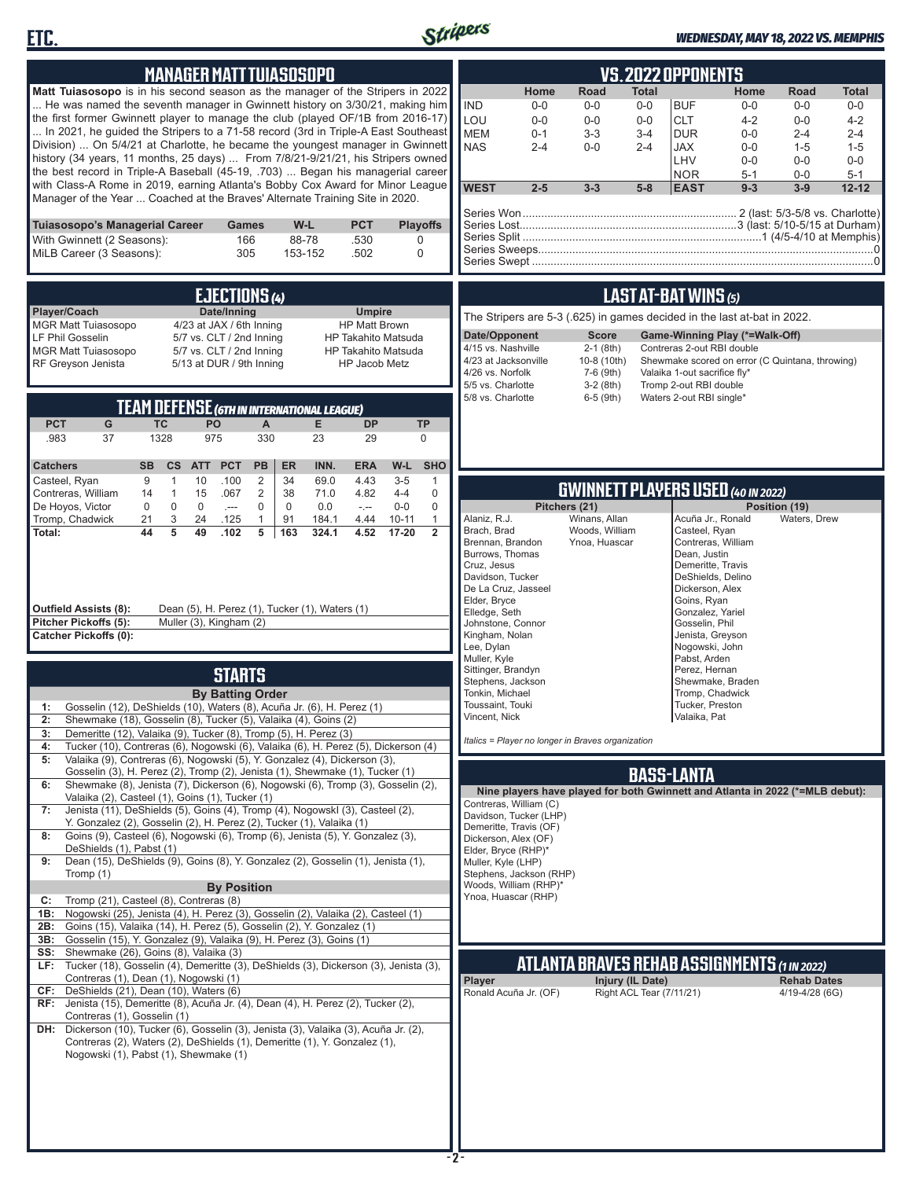## MANAGER MATT TUIASOSOPO

**Matt Tuiasosopo** is in his second season as the manager of the Stripers in 2022 ... He was named the seventh manager in Gwinnett history on 3/30/21, making him the first former Gwinnett player to manage the club (played OF/1B from 2016-17) ... In 2021, he guided the Stripers to a 71-58 record (3rd in Triple-A East Southeast Division) ... On 5/4/21 at Charlotte, he became the youngest manager in Gwinnett history (34 years, 11 months, 25 days) ... From 7/8/21-9/21/21, his Stripers owned the best record in Triple-A Baseball (45-19, .703) ... Began his managerial career with Class-A Rome in 2019, earning Atlanta's Bobby Cox Award for Minor League Manager of the Year ... Coached at the Braves' Alternate Training Site in 2020.

| Tuiasosopo's Managerial Career | Games | W-L | PCT | Playoffs |
|---|---|---|---|---|
| With Gwinnett (2 Seasons): | 166 | 88-78 | .530 | 0 |
| MiLB Career (3 Seasons): | 305 | 153-152 | .502 | 0 |

## EJECTIONS (4)

| Player/Coach | Date/Inning | Umpire |
|---|---|---|
| MGR Matt Tuiasosopo | 4/23 at JAX / 6th Inning | HP Matt Brown |
| LF Phil Gosselin | 5/7 vs. CLT / 2nd Inning | HP Takahito Matsuda |
| MGR Matt Tuiasosopo | 5/7 vs. CLT / 2nd Inning | HP Takahito Matsuda |
| RF Greyson Jenista | 5/13 at DUR / 9th Inning | HP Jacob Metz |

## TEAM DEFENSE (6TH IN INTERNATIONAL LEAGUE)

| PCT | G | TC | PO | A | E | DP | TP |
|---|---|---|---|---|---|---|---|
| .983 | 37 | 1328 | 975 | 330 | 23 | 29 | 0 |

| Catchers | SB | CS | ATT | PCT | PB | ER | INN. | ERA | W-L | SHO |
|---|---|---|---|---|---|---|---|---|---|---|
| Casteel, Ryan | 9 | 1 | 10 | .100 | 2 | 34 | 69.0 | 4.43 | 3-5 | 1 |
| Contreras, William | 14 | 1 | 15 | .067 | 2 | 38 | 71.0 | 4.82 | 4-4 | 0 |
| De Hoyos, Victor | 0 | 0 | 0 | .--- | 0 | 0 | 0.0 | -.-- | 0-0 | 0 |
| Tromp, Chadwick | 21 | 3 | 24 | .125 | 1 | 91 | 184.1 | 4.44 | 10-11 | 1 |
| **Total:** | **44** | **5** | **49** | **.102** | **5** | **163** | **324.1** | **4.52** | **17-20** | **2** |

**Outfield Assists (8):** Dean (5), H. Perez (1), Tucker (1), Waters (1)
**Pitcher Pickoffs (5):** Muller (3), Kingham (2)
**Catcher Pickoffs (0):**

## STARTS

**By Batting Order**

- **1:** Gosselin (12), DeShields (10), Waters (8), Acuña Jr. (6), H. Perez (1)
- **2:** Shewmake (18), Gosselin (8), Tucker (5), Valaika (4), Goins (2)
- **3:** Demeritte (12), Valaika (9), Tucker (8), Tromp (5), H. Perez (3)
- **4:** Tucker (10), Contreras (6), Nogowski (6), Valaika (6), H. Perez (5), Dickerson (4)
- **5:** Valaika (9), Contreras (6), Nogowski (5), Y. Gonzalez (4), Dickerson (3), Gosselin (3), H. Perez (2), Tromp (2), Jenista (1), Shewmake (1), Tucker (1)
- **6:** Shewmake (8), Jenista (7), Dickerson (6), Nogowski (6), Tromp (3), Gosselin (2), Valaika (2), Casteel (1), Goins (1), Tucker (1)
- **7:** Jenista (11), DeShields (5), Goins (4), Tromp (4), Nogowskl (3), Casteel (2), Y. Gonzalez (2), Gosselin (2), H. Perez (2), Tucker (1), Valaika (1)
- **8:** Goins (9), Casteel (6), Nogowski (6), Tromp (6), Jenista (5), Y. Gonzalez (3), DeShields (1), Pabst (1)
- **9:** Dean (15), DeShields (9), Goins (8), Y. Gonzalez (2), Gosselin (1), Jenista (1), Tromp (1)

**By Position**

- **C:** Tromp (21), Casteel (8), Contreras (8)
- **1B:** Nogowski (25), Jenista (4), H. Perez (3), Gosselin (2), Valaika (2), Casteel (1)
- **2B:** Goins (15), Valaika (14), H. Perez (5), Gosselin (2), Y. Gonzalez (1)
- **3B:** Gosselin (15), Y. Gonzalez (9), Valaika (9), H. Perez (3), Goins (1)
- **SS:** Shewmake (26), Goins (8), Valaika (3)
- **LF:** Tucker (18), Gosselin (4), Demeritte (3), DeShields (3), Dickerson (3), Jenista (3), Contreras (1), Dean (1), Nogowski (1)
- **CF:** DeShields (21), Dean (10), Waters (6)
- **RF:** Jenista (15), Demeritte (8), Acuña Jr. (4), Dean (4), H. Perez (2), Tucker (2), Contreras (1), Gosselin (1)
- **DH:** Dickerson (10), Tucker (6), Gosselin (3), Jenista (3), Valaika (3), Acuña Jr. (2), Contreras (2), Waters (2), DeShields (1), Demeritte (1), Y. Gonzalez (1), Nogowski (1), Pabst (1), Shewmake (1)

## VS. 2022 OPPONENTS

| | Home | Road | Total | | Home | Road | Total |
|---|---|---|---|---|---|---|---|
| IND | 0-0 | 0-0 | 0-0 | BUF | 0-0 | 0-0 | 0-0 |
| LOU | 0-0 | 0-0 | 0-0 | CLT | 4-2 | 0-0 | 4-2 |
| MEM | 0-1 | 3-3 | 3-4 | DUR | 0-0 | 2-4 | 2-4 |
| NAS | 2-4 | 0-0 | 2-4 | JAX | 0-0 | 1-5 | 1-5 |
| | | | | LHV | 0-0 | 0-0 | 0-0 |
| | | | | NOR | 5-1 | 0-0 | 5-1 |
| **WEST** | **2-5** | **3-3** | **5-8** | **EAST** | **9-3** | **3-9** | **12-12** |

Series Won: 2 (last: 5/3-5/8 vs. Charlotte)
Series Lost: 3 (last: 5/10-5/15 at Durham)
Series Split: 1 (4/5-4/10 at Memphis)
Series Sweeps: 0
Series Swept: 0

## LAST AT-BAT WINS (5)

The Stripers are 5-3 (.625) in games decided in the last at-bat in 2022.

| Date/Opponent | Score | Game-Winning Play (*=Walk-Off) |
|---|---|---|
| 4/15 vs. Nashville | 2-1 (8th) | Contreras 2-out RBI double |
| 4/23 at Jacksonville | 10-8 (10th) | Shewmake scored on error (C Quintana, throwing) |
| 4/26 vs. Norfolk | 7-6 (9th) | Valaika 1-out sacrifice fly* |
| 5/5 vs. Charlotte | 3-2 (8th) | Tromp 2-out RBI double |
| 5/8 vs. Charlotte | 6-5 (9th) | Waters 2-out RBI single* |

## GWINNETT PLAYERS USED (40 IN 2022)

**Pitchers (21):** Alaniz, R.J.; Brach, Brad; Brennan, Brandon; Burrows, Thomas; Cruz, Jesus; Davidson, Tucker; De La Cruz, Jasseel; Elder, Bryce; Elledge, Seth; Johnstone, Connor; Kingham, Nolan; Lee, Dylan; Muller, Kyle; Sittinger, Brandyn; Stephens, Jackson; Tonkin, Michael; Toussaint, Touki; Vincent, Nick; Winans, Allan; Woods, William; Ynoa, Huascar

**Position (19):** Acuña Jr., Ronald; Casteel, Ryan; Contreras, William; Dean, Justin; Demeritte, Travis; DeShields, Delino; Dickerson, Alex; Goins, Ryan; Gonzalez, Yariel; Gosselin, Phil; Jenista, Greyson; Nogowski, John; Pabst, Arden; Perez, Hernan; Shewmake, Braden; Tromp, Chadwick; Tucker, Preston; Valaika, Pat; Waters, Drew

*Italics = Player no longer in Braves organization*

## BASS-LANTA

**Nine players have played for both Gwinnett and Atlanta in 2022 (*=MLB debut):**

Contreras, William (C)
Davidson, Tucker (LHP)
Demeritte, Travis (OF)
Dickerson, Alex (OF)
Elder, Bryce (RHP)*
Muller, Kyle (LHP)
Stephens, Jackson (RHP)
Woods, William (RHP)*
Ynoa, Huascar (RHP)

## ATLANTA BRAVES REHAB ASSIGNMENTS (1 IN 2022)

| Player | Injury (IL Date) | Rehab Dates |
|---|---|---|
| Ronald Acuña Jr. (OF) | Right ACL Tear (7/11/21) | 4/19-4/28 (6G) |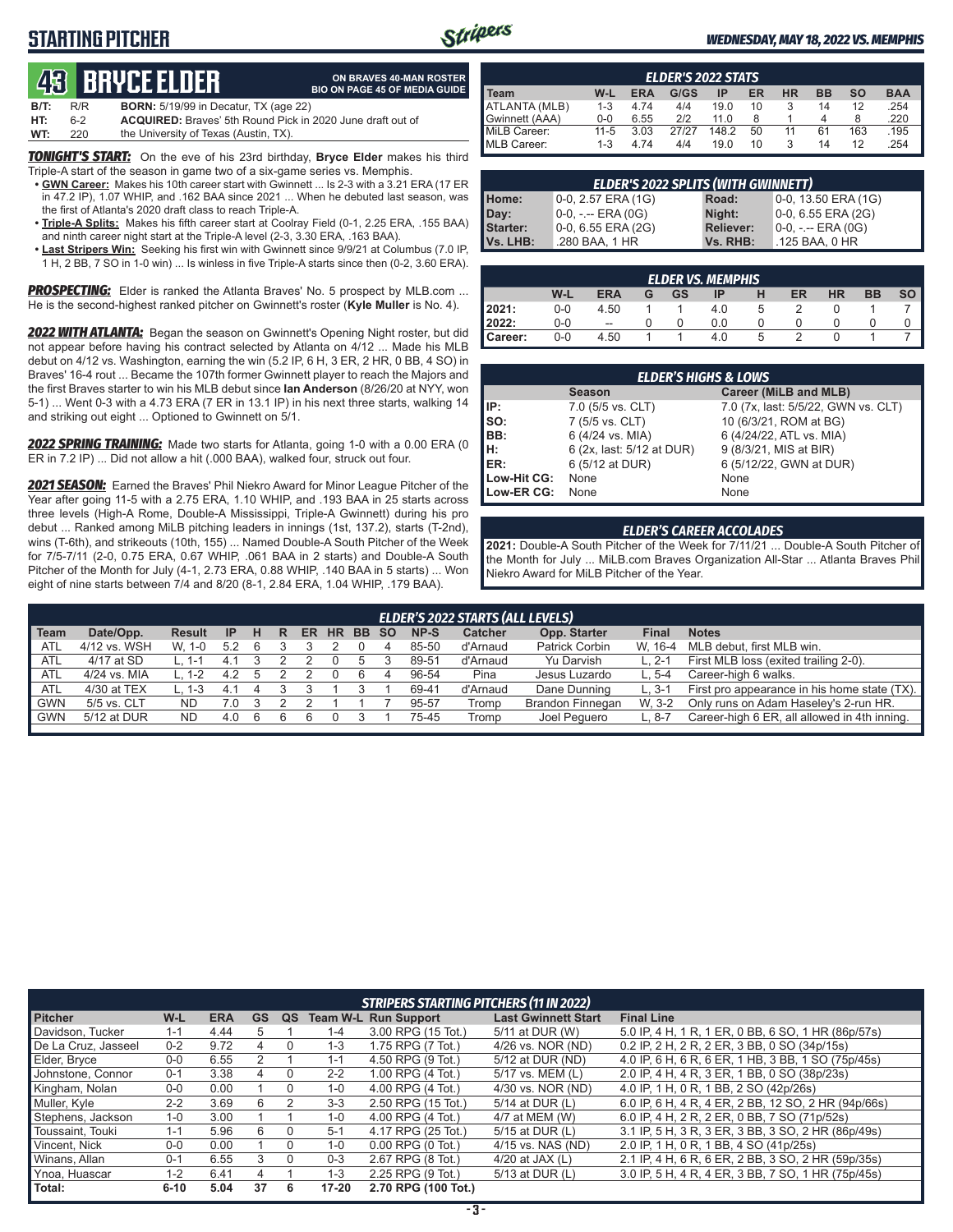# STARTING PITCHER

**WEDNESDAY, MAY 18, 2022 VS. MEMPHIS**

## 43 BRYCE ELDER

**ON BRAVES 40-MAN ROSTER**
**BIO ON PAGE 45 OF MEDIA GUIDE**

| | | |
|---|---|---|
| **B/T:** | R/R | **BORN:** 5/19/99 in Decatur, TX (age 22) |
| **HT:** | 6-2 | **ACQUIRED:** Braves' 5th Round Pick in 2020 June draft out of |
| **WT:** | 220 | the University of Texas (Austin, TX). |

***TONIGHT'S START:*** On the eve of his 23rd birthday, **Bryce Elder** makes his third Triple-A start of the season in game two of a six-game series vs. Memphis.

- **GWN Career:** Makes his 10th career start with Gwinnett ... Is 2-3 with a 3.21 ERA (17 ER in 47.2 IP), 1.07 WHIP, and .162 BAA since 2021 ... When he debuted last season, was the first of Atlanta's 2020 draft class to reach Triple-A.
- **Triple-A Splits:** Makes his fifth career start at Coolray Field (0-1, 2.25 ERA, .155 BAA) and ninth career night start at the Triple-A level (2-3, 3.30 ERA, .163 BAA).
- **Last Stripers Win:** Seeking his first win with Gwinnett since 9/9/21 at Columbus (7.0 IP, 1 H, 2 BB, 7 SO in 1-0 win) ... Is winless in five Triple-A starts since then (0-2, 3.60 ERA).

***PROSPECTING:*** Elder is ranked the Atlanta Braves' No. 5 prospect by MLB.com ... He is the second-highest ranked pitcher on Gwinnett's roster (**Kyle Muller** is No. 4).

***2022 WITH ATLANTA:*** Began the season on Gwinnett's Opening Night roster, but did not appear before having his contract selected by Atlanta on 4/12 ... Made his MLB debut on 4/12 vs. Washington, earning the win (5.2 IP, 6 H, 3 ER, 2 HR, 0 BB, 4 SO) in Braves' 16-4 rout ... Became the 107th former Gwinnett player to reach the Majors and the first Braves starter to win his MLB debut since **Ian Anderson** (8/26/20 at NYY, won 5-1) ... Went 0-3 with a 4.73 ERA (7 ER in 13.1 IP) in his next three starts, walking 14 and striking out eight ... Optioned to Gwinnett on 5/1.

***2022 SPRING TRAINING:*** Made two starts for Atlanta, going 1-0 with a 0.00 ERA (0 ER in 7.2 IP) ... Did not allow a hit (.000 BAA), walked four, struck out four.

***2021 SEASON:*** Earned the Braves' Phil Niekro Award for Minor League Pitcher of the Year after going 11-5 with a 2.75 ERA, 1.10 WHIP, and .193 BAA in 25 starts across three levels (High-A Rome, Double-A Mississippi, Triple-A Gwinnett) during his pro debut ... Ranked among MiLB pitching leaders in innings (1st, 137.2), starts (T-2nd), wins (T-6th), and strikeouts (10th, 155) ... Named Double-A South Pitcher of the Week for 7/5-7/11 (2-0, 0.75 ERA, 0.67 WHIP, .061 BAA in 2 starts) and Double-A South Pitcher of the Month for July (4-1, 2.73 ERA, 0.88 WHIP, .140 BAA in 5 starts) ... Won eight of nine starts between 7/4 and 8/20 (8-1, 2.84 ERA, 1.04 WHIP, .179 BAA).

### ELDER'S 2022 STATS

| Team | W-L | ERA | G/GS | IP | ER | HR | BB | SO | BAA |
|---|---|---|---|---|---|---|---|---|---|
| ATLANTA (MLB) | 1-3 | 4.74 | 4/4 | 19.0 | 10 | 3 | 14 | 12 | .254 |
| Gwinnett (AAA) | 0-0 | 6.55 | 2/2 | 11.0 | 8 | 1 | 4 | 8 | .220 |
| MiLB Career: | 11-5 | 3.03 | 27/27 | 148.2 | 50 | 11 | 61 | 163 | .195 |
| MLB Career: | 1-3 | 4.74 | 4/4 | 19.0 | 10 | 3 | 14 | 12 | .254 |

### ELDER'S 2022 SPLITS (WITH GWINNETT)

| | | | |
|---|---|---|---|
| **Home:** | 0-0, 2.57 ERA (1G) | **Road:** | 0-0, 13.50 ERA (1G) |
| **Day:** | 0-0, -.-- ERA (0G) | **Night:** | 0-0, 6.55 ERA (2G) |
| **Starter:** | 0-0, 6.55 ERA (2G) | **Reliever:** | 0-0, -.-- ERA (0G) |
| **Vs. LHB:** | .280 BAA, 1 HR | **Vs. RHB:** | .125 BAA, 0 HR |

### ELDER VS. MEMPHIS

| | W-L | ERA | G | GS | IP | H | ER | HR | BB | SO |
|---|---|---|---|---|---|---|---|---|---|---|
| **2021:** | 0-0 | 4.50 | 1 | 1 | 4.0 | 5 | 2 | 0 | 1 | 7 |
| **2022:** | 0-0 | -- | 0 | 0 | 0.0 | 0 | 0 | 0 | 0 | 0 |
| **Career:** | 0-0 | 4.50 | 1 | 1 | 4.0 | 5 | 2 | 0 | 1 | 7 |

### ELDER'S HIGHS & LOWS

| | Season | Career (MiLB and MLB) |
|---|---|---|
| **IP:** | 7.0 (5/5 vs. CLT) | 7.0 (7x, last: 5/5/22, GWN vs. CLT) |
| **SO:** | 7 (5/5 vs. CLT) | 10 (6/3/21, ROM at BG) |
| **BB:** | 6 (4/24 vs. MIA) | 6 (4/24/22, ATL vs. MIA) |
| **H:** | 6 (2x, last: 5/12 at DUR) | 9 (8/3/21, MIS at BIR) |
| **ER:** | 6 (5/12 at DUR) | 6 (5/12/22, GWN at DUR) |
| **Low-Hit CG:** | None | None |
| **Low-ER CG:** | None | None |

### ELDER'S CAREER ACCOLADES

**2021:** Double-A South Pitcher of the Week for 7/11/21 ... Double-A South Pitcher of the Month for July ... MiLB.com Braves Organization All-Star ... Atlanta Braves Phil Niekro Award for MiLB Pitcher of the Year.

### ELDER'S 2022 STARTS (ALL LEVELS)

| Team | Date/Opp. | Result | IP | H | R | ER | HR | BB | SO | NP-S | Catcher | Opp. Starter | Final | Notes |
|---|---|---|---|---|---|---|---|---|---|---|---|---|---|---|
| ATL | 4/12 vs. WSH | W, 1-0 | 5.2 | 6 | 3 | 3 | 2 | 0 | 4 | 85-50 | d'Arnaud | Patrick Corbin | W, 16-4 | MLB debut, first MLB win. |
| ATL | 4/17 at SD | L, 1-1 | 4.1 | 3 | 2 | 2 | 0 | 5 | 3 | 89-51 | d'Arnaud | Yu Darvish | L, 2-1 | First MLB loss (exited trailing 2-0). |
| ATL | 4/24 vs. MIA | L, 1-2 | 4.2 | 5 | 2 | 2 | 0 | 6 | 4 | 96-54 | Pina | Jesus Luzardo | L, 5-4 | Career-high 6 walks. |
| ATL | 4/30 at TEX | L, 1-3 | 4.1 | 4 | 3 | 3 | 1 | 3 | 1 | 69-41 | d'Arnaud | Dane Dunning | L, 3-1 | First pro appearance in his home state (TX). |
| GWN | 5/5 vs. CLT | ND | 7.0 | 3 | 2 | 2 | 1 | 1 | 7 | 95-57 | Tromp | Brandon Finnegan | W, 3-2 | Only runs on Adam Haseley's 2-run HR. |
| GWN | 5/12 at DUR | ND | 4.0 | 6 | 6 | 6 | 0 | 3 | 1 | 75-45 | Tromp | Joel Peguero | L, 8-7 | Career-high 6 ER, all allowed in 4th inning. |

### STRIPERS STARTING PITCHERS (11 IN 2022)

| Pitcher | W-L | ERA | GS | QS | Team W-L | Run Support | Last Gwinnett Start | Final Line |
|---|---|---|---|---|---|---|---|---|
| Davidson, Tucker | 1-1 | 4.44 | 5 | 1 | 1-4 | 3.00 RPG (15 Tot.) | 5/11 at DUR (W) | 5.0 IP, 4 H, 1 R, 1 ER, 0 BB, 6 SO, 1 HR (86p/57s) |
| De La Cruz, Jasseel | 0-2 | 9.72 | 4 | 0 | 1-3 | 1.75 RPG (7 Tot.) | 4/26 vs. NOR (ND) | 0.2 IP, 2 H, 2 R, 2 ER, 3 BB, 0 SO (34p/15s) |
| Elder, Bryce | 0-0 | 6.55 | 2 | 1 | 1-1 | 4.50 RPG (9 Tot.) | 5/12 at DUR (ND) | 4.0 IP, 6 H, 6 R, 6 ER, 1 HB, 3 BB, 1 SO (75p/45s) |
| Johnstone, Connor | 0-1 | 3.38 | 4 | 0 | 2-2 | 1.00 RPG (4 Tot.) | 5/17 vs. MEM (L) | 2.0 IP, 4 H, 4 R, 3 ER, 1 BB, 0 SO (38p/23s) |
| Kingham, Nolan | 0-0 | 0.00 | 1 | 0 | 1-0 | 4.00 RPG (4 Tot.) | 4/30 vs. NOR (ND) | 4.0 IP, 1 H, 0 R, 1 BB, 2 SO (42p/26s) |
| Muller, Kyle | 2-2 | 3.69 | 6 | 2 | 3-3 | 2.50 RPG (15 Tot.) | 5/14 at DUR (L) | 6.0 IP, 6 H, 4 R, 4 ER, 2 BB, 12 SO, 2 HR (94p/66s) |
| Stephens, Jackson | 1-0 | 3.00 | 1 | 1 | 1-0 | 4.00 RPG (4 Tot.) | 4/7 at MEM (W) | 6.0 IP, 4 H, 2 R, 2 ER, 0 BB, 7 SO (71p/52s) |
| Toussaint, Touki | 1-1 | 5.96 | 6 | 0 | 5-1 | 4.17 RPG (25 Tot.) | 5/15 at DUR (L) | 3.1 IP, 5 H, 3 R, 3 ER, 3 BB, 3 SO, 2 HR (86p/49s) |
| Vincent, Nick | 0-0 | 0.00 | 1 | 0 | 1-0 | 0.00 RPG (0 Tot.) | 4/15 vs. NAS (ND) | 2.0 IP, 1 H, 0 R, 1 BB, 4 SO (41p/25s) |
| Winans, Allan | 0-1 | 6.55 | 3 | 0 | 0-3 | 2.67 RPG (8 Tot.) | 4/20 at JAX (L) | 2.1 IP, 4 H, 6 R, 6 ER, 2 BB, 3 SO, 2 HR (59p/35s) |
| Ynoa, Huascar | 1-2 | 6.41 | 4 | 1 | 1-3 | 2.25 RPG (9 Tot.) | 5/13 at DUR (L) | 3.0 IP, 5 H, 4 R, 4 ER, 3 BB, 7 SO, 1 HR (75p/45s) |
| **Total:** | **6-10** | **5.04** | **37** | **6** | **17-20** | **2.70 RPG (100 Tot.)** | | |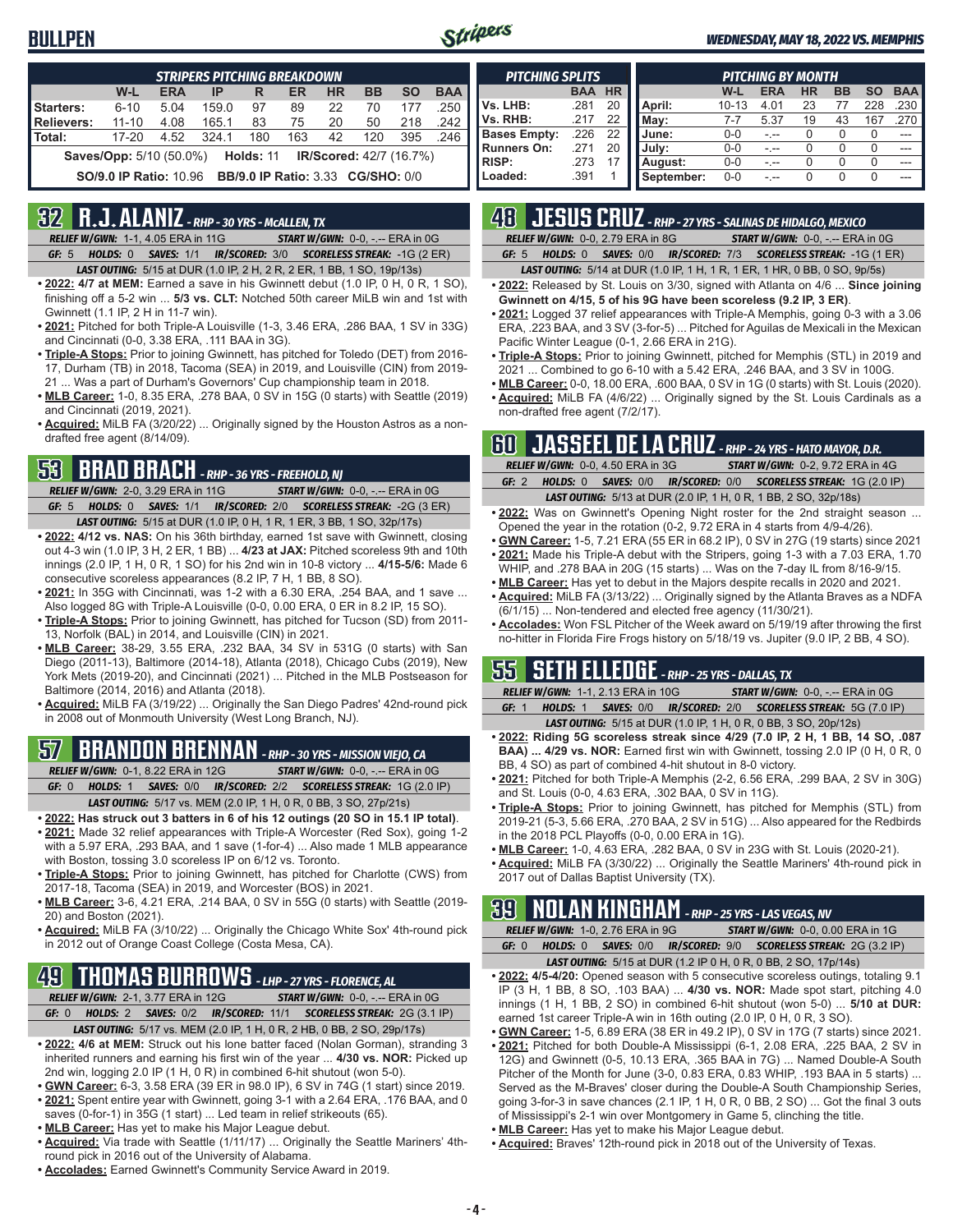# BULLPEN

*WEDNESDAY, MAY 18, 2022 VS. MEMPHIS*

| *STRIPERS PITCHING BREAKDOWN* | W-L | ERA | IP | R | ER | HR | BB | SO | BAA |
|---|---|---|---|---|---|---|---|---|---|
| Starters: | 6-10 | 5.04 | 159.0 | 97 | 89 | 22 | 70 | 177 | .250 |
| Relievers: | 11-10 | 4.08 | 165.1 | 83 | 75 | 20 | 50 | 218 | .242 |
| Total: | 17-20 | 4.52 | 324.1 | 180 | 163 | 42 | 120 | 395 | .246 |

**Saves/Opp:** 5/10 (50.0%) **Holds:** 11 **IR/Scored:** 42/7 (16.7%)

**SO/9.0 IP Ratio:** 10.96 **BB/9.0 IP Ratio:** 3.33 **CG/SHO:** 0/0

| *PITCHING SPLITS* | BAA | HR |
|---|---|---|
| Vs. LHB: | .281 | 20 |
| Vs. RHB: | .217 | 22 |
| Bases Empty: | .226 | 22 |
| Runners On: | .271 | 20 |
| RISP: | .273 | 17 |
| Loaded: | .391 | 1 |

| *PITCHING BY MONTH* | W-L | ERA | HR | BB | SO | BAA |
|---|---|---|---|---|---|---|
| April: | 10-13 | 4.01 | 23 | 77 | 228 | .230 |
| May: | 7-7 | 5.37 | 19 | 43 | 167 | .270 |
| June: | 0-0 | -.-- | 0 | 0 | 0 | --- |
| July: | 0-0 | -.-- | 0 | 0 | 0 | --- |
| August: | 0-0 | -.-- | 0 | 0 | 0 | --- |
| September: | 0-0 | -.-- | 0 | 0 | 0 | --- |

## 32 R.J. ALANIZ - *RHP - 30 YRS - McALLEN, TX*

*RELIEF W/GWN:* 1-1, 4.05 ERA in 11G *START W/GWN:* 0-0, -.-- ERA in 0G

*GF:* 5 *HOLDS:* 0 *SAVES:* 1/1 *IR/SCORED:* 3/0 *SCORELESS STREAK:* -1G (2 ER)

*LAST OUTING:* 5/15 at DUR (1.0 IP, 2 H, 2 R, 2 ER, 1 BB, 1 SO, 19p/13s)

- **2022: 4/7 at MEM:** Earned a save in his Gwinnett debut (1.0 IP, 0 H, 0 R, 1 SO), finishing off a 5-2 win ... **5/3 vs. CLT:** Notched 50th career MiLB win and 1st with Gwinnett (1.1 IP, 2 H in 11-7 win).
- **2021:** Pitched for both Triple-A Louisville (1-3, 3.46 ERA, .286 BAA, 1 SV in 33G) and Cincinnati (0-0, 3.38 ERA, .111 BAA in 3G).
- **Triple-A Stops:** Prior to joining Gwinnett, has pitched for Toledo (DET) from 2016-17, Durham (TB) in 2018, Tacoma (SEA) in 2019, and Louisville (CIN) from 2019-21 ... Was a part of Durham's Governors' Cup championship team in 2018.
- **MLB Career:** 1-0, 8.35 ERA, .278 BAA, 0 SV in 15G (0 starts) with Seattle (2019) and Cincinnati (2019, 2021).
- **Acquired:** MiLB FA (3/20/22) ... Originally signed by the Houston Astros as a non-drafted free agent (8/14/09).

## 53 BRAD BRACH - *RHP - 36 YRS - FREEHOLD, NJ*

*RELIEF W/GWN:* 2-0, 3.29 ERA in 11G *START W/GWN:* 0-0, -.-- ERA in 0G

*GF:* 5 *HOLDS:* 0 *SAVES:* 1/1 *IR/SCORED:* 2/0 *SCORELESS STREAK:* -2G (3 ER)

*LAST OUTING:* 5/15 at DUR (1.0 IP, 0 H, 1 R, 1 ER, 3 BB, 1 SO, 32p/17s)

- **2022: 4/12 vs. NAS:** On his 36th birthday, earned 1st save with Gwinnett, closing out 4-3 win (1.0 IP, 3 H, 2 ER, 1 BB) ... **4/23 at JAX:** Pitched scoreless 9th and 10th innings (2.0 IP, 1 H, 0 R, 1 SO) for his 2nd win in 10-8 victory ... **4/15-5/6:** Made 6 consecutive scoreless appearances (8.2 IP, 7 H, 1 BB, 8 SO).
- **2021:** In 35G with Cincinnati, was 1-2 with a 6.30 ERA, .254 BAA, and 1 save ... Also logged 8G with Triple-A Louisville (0-0, 0.00 ERA, 0 ER in 8.2 IP, 15 SO).
- **Triple-A Stops:** Prior to joining Gwinnett, has pitched for Tucson (SD) from 2011-13, Norfolk (BAL) in 2014, and Louisville (CIN) in 2021.
- **MLB Career:** 38-29, 3.55 ERA, .232 BAA, 34 SV in 531G (0 starts) with San Diego (2011-13), Baltimore (2014-18), Atlanta (2018), Chicago Cubs (2019), New York Mets (2019-20), and Cincinnati (2021) ... Pitched in the MLB Postseason for Baltimore (2014, 2016) and Atlanta (2018).
- **Acquired:** MiLB FA (3/19/22) ... Originally the San Diego Padres' 42nd-round pick in 2008 out of Monmouth University (West Long Branch, NJ).

## 57 BRANDON BRENNAN - *RHP - 30 YRS - MISSION VIEJO, CA*

*RELIEF W/GWN:* 0-1, 8.22 ERA in 12G *START W/GWN:* 0-0, -.-- ERA in 0G

*GF:* 0 *HOLDS:* 1 *SAVES:* 0/0 *IR/SCORED:* 2/2 *SCORELESS STREAK:* 1G (2.0 IP)

*LAST OUTING:* 5/17 vs. MEM (2.0 IP, 1 H, 0 R, 0 BB, 3 SO, 27p/21s)

- **2022: Has struck out 3 batters in 6 of his 12 outings (20 SO in 15.1 IP total)**.
- **2021:** Made 32 relief appearances with Triple-A Worcester (Red Sox), going 1-2 with a 5.97 ERA, .293 BAA, and 1 save (1-for-4) ... Also made 1 MLB appearance with Boston, tossing 3.0 scoreless IP on 6/12 vs. Toronto.
- **Triple-A Stops:** Prior to joining Gwinnett, has pitched for Charlotte (CWS) from 2017-18, Tacoma (SEA) in 2019, and Worcester (BOS) in 2021.
- **MLB Career:** 3-6, 4.21 ERA, .214 BAA, 0 SV in 55G (0 starts) with Seattle (2019-20) and Boston (2021).
- **Acquired:** MiLB FA (3/10/22) ... Originally the Chicago White Sox' 4th-round pick in 2012 out of Orange Coast College (Costa Mesa, CA).

## 49 THOMAS BURROWS - *LHP - 27 YRS - FLORENCE, AL*

*RELIEF W/GWN:* 2-1, 3.77 ERA in 12G *START W/GWN:* 0-0, -.-- ERA in 0G

*GF:* 0 *HOLDS:* 2 *SAVES:* 0/2 *IR/SCORED:* 11/1 *SCORELESS STREAK:* 2G (3.1 IP)

*LAST OUTING:* 5/17 vs. MEM (2.0 IP, 1 H, 0 R, 2 HB, 0 BB, 2 SO, 29p/17s)

- **2022: 4/6 at MEM:** Struck out his lone batter faced (Nolan Gorman), stranding 3 inherited runners and earning his first win of the year ... **4/30 vs. NOR:** Picked up 2nd win, logging 2.0 IP (1 H, 0 R) in combined 6-hit shutout (won 5-0).
- **GWN Career:** 6-3, 3.58 ERA (39 ER in 98.0 IP), 6 SV in 74G (1 start) since 2019.
- **2021:** Spent entire year with Gwinnett, going 3-1 with a 2.64 ERA, .176 BAA, and 0 saves (0-for-1) in 35G (1 start) ... Led team in relief strikeouts (65).
- **MLB Career:** Has yet to make his Major League debut.
- **Acquired:** Via trade with Seattle (1/11/17) ... Originally the Seattle Mariners' 4th-round pick in 2016 out of the University of Alabama.
- **Accolades:** Earned Gwinnett's Community Service Award in 2019.

## 48 JESUS CRUZ - *RHP - 27 YRS - SALINAS DE HIDALGO, MEXICO*

*RELIEF W/GWN:* 0-0, 2.79 ERA in 8G *START W/GWN:* 0-0, -.-- ERA in 0G

*GF:* 5 *HOLDS:* 0 *SAVES:* 0/0 *IR/SCORED:* 7/3 *SCORELESS STREAK:* -1G (1 ER)

*LAST OUTING:* 5/14 at DUR (1.0 IP, 1 H, 1 R, 1 ER, 1 HR, 0 BB, 0 SO, 9p/5s)

- **2022:** Released by St. Louis on 3/30, signed with Atlanta on 4/6 ... **Since joining Gwinnett on 4/15, 5 of his 9G have been scoreless (9.2 IP, 3 ER)**.
- **2021:** Logged 37 relief appearances with Triple-A Memphis, going 0-3 with a 3.06 ERA, .223 BAA, and 3 SV (3-for-5) ... Pitched for Aguilas de Mexicali in the Mexican Pacific Winter League (0-1, 2.66 ERA in 21G).
- **Triple-A Stops:** Prior to joining Gwinnett, pitched for Memphis (STL) in 2019 and 2021 ... Combined to go 6-10 with a 5.42 ERA, .246 BAA, and 3 SV in 100G.
- **MLB Career:** 0-0, 18.00 ERA, .600 BAA, 0 SV in 1G (0 starts) with St. Louis (2020).
- **Acquired:** MiLB FA (4/6/22) ... Originally signed by the St. Louis Cardinals as a non-drafted free agent (7/2/17).

## 60 JASSEEL DE LA CRUZ - *RHP - 24 YRS - HATO MAYOR, D.R.*

*RELIEF W/GWN:* 0-0, 4.50 ERA in 3G *START W/GWN:* 0-2, 9.72 ERA in 4G

*GF:* 2 *HOLDS:* 0 *SAVES:* 0/0 *IR/SCORED:* 0/0 *SCORELESS STREAK:* 1G (2.0 IP)

*LAST OUTING:* 5/13 at DUR (2.0 IP, 1 H, 0 R, 1 BB, 2 SO, 32p/18s)

- **2022:** Was on Gwinnett's Opening Night roster for the 2nd straight season ... Opened the year in the rotation (0-2, 9.72 ERA in 4 starts from 4/9-4/26).
- **GWN Career:** 1-5, 7.21 ERA (55 ER in 68.2 IP), 0 SV in 27G (19 starts) since 2021
- **2021:** Made his Triple-A debut with the Stripers, going 1-3 with a 7.03 ERA, 1.70 WHIP, and .278 BAA in 20G (15 starts) ... Was on the 7-day IL from 8/16-9/15.
- **MLB Career:** Has yet to debut in the Majors despite recalls in 2020 and 2021.
- **Acquired:** MiLB FA (3/13/22) ... Originally signed by the Atlanta Braves as a NDFA (6/1/15) ... Non-tendered and elected free agency (11/30/21).
- **Accolades:** Won FSL Pitcher of the Week award on 5/19/19 after throwing the first no-hitter in Florida Fire Frogs history on 5/18/19 vs. Jupiter (9.0 IP, 2 BB, 4 SO).

## 55 SETH ELLEDGE - *RHP - 25 YRS - DALLAS, TX*

*RELIEF W/GWN:* 1-1, 2.13 ERA in 10G *START W/GWN:* 0-0, -.-- ERA in 0G

*GF:* 1 *HOLDS:* 1 *SAVES:* 0/0 *IR/SCORED:* 2/0 *SCORELESS STREAK:* 5G (7.0 IP)

*LAST OUTING:* 5/15 at DUR (1.0 IP, 1 H, 0 R, 0 BB, 3 SO, 20p/12s)

- **2022: Riding 5G scoreless streak since 4/29 (7.0 IP, 2 H, 1 BB, 14 SO, .087 BAA) ... 4/29 vs. NOR:** Earned first win with Gwinnett, tossing 2.0 IP (0 H, 0 R, 0 BB, 4 SO) as part of combined 4-hit shutout in 8-0 victory.
- **2021:** Pitched for both Triple-A Memphis (2-2, 6.56 ERA, .299 BAA, 2 SV in 30G) and St. Louis (0-0, 4.63 ERA, .302 BAA, 0 SV in 11G).
- **Triple-A Stops:** Prior to joining Gwinnett, has pitched for Memphis (STL) from 2019-21 (5-3, 5.66 ERA, .270 BAA, 2 SV in 51G) ... Also appeared for the Redbirds in the 2018 PCL Playoffs (0-0, 0.00 ERA in 1G).
- **MLB Career:** 1-0, 4.63 ERA, .282 BAA, 0 SV in 23G with St. Louis (2020-21).
- **Acquired:** MiLB FA (3/30/22) ... Originally the Seattle Mariners' 4th-round pick in 2017 out of Dallas Baptist University (TX).

## 39 NOLAN KINGHAM - *RHP - 25 YRS - LAS VEGAS, NV*

*RELIEF W/GWN:* 1-0, 2.76 ERA in 9G *START W/GWN:* 0-0, 0.00 ERA in 1G

*GF:* 0 *HOLDS:* 0 *SAVES:* 0/0 *IR/SCORED:* 9/0 *SCORELESS STREAK:* 2G (3.2 IP)

*LAST OUTING:* 5/15 at DUR (1.2 IP 0 H, 0 R, 0 BB, 2 SO, 17p/14s)

- **2022: 4/5-4/20:** Opened season with 5 consecutive scoreless outings, totaling 9.1 IP (3 H, 1 BB, 8 SO, .103 BAA) ... **4/30 vs. NOR:** Made spot start, pitching 4.0 innings (1 H, 1 BB, 2 SO) in combined 6-hit shutout (won 5-0) ... **5/10 at DUR:** earned 1st career Triple-A win in 16th outing (2.0 IP, 0 H, 0 R, 3 SO).
- **GWN Career:** 1-5, 6.89 ERA (38 ER in 49.2 IP), 0 SV in 17G (7 starts) since 2021.
- **2021:** Pitched for both Double-A Mississippi (6-1, 2.08 ERA, .225 BAA, 2 SV in 12G) and Gwinnett (0-5, 10.13 ERA, .365 BAA in 7G) ... Named Double-A South Pitcher of the Month for June (3-0, 0.83 ERA, 0.83 WHIP, .193 BAA in 5 starts) ... Served as the M-Braves' closer during the Double-A South Championship Series, going 3-for-3 in save chances (2.1 IP, 1 H, 0 R, 0 BB, 2 SO) ... Got the final 3 outs of Mississippi's 2-1 win over Montgomery in Game 5, clinching the title.
- **MLB Career:** Has yet to make his Major League debut.
- **Acquired:** Braves' 12th-round pick in 2018 out of the University of Texas.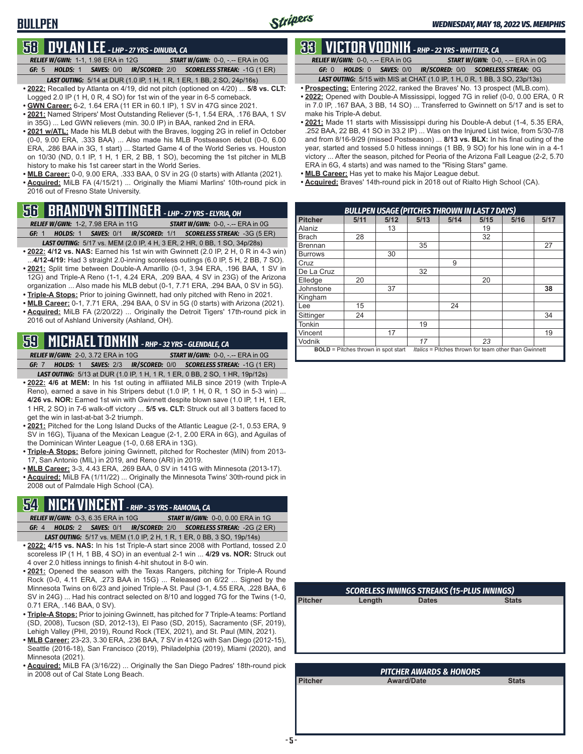# BULLPEN

## 58 DYLAN LEE - LHP - 27 YRS - DINUBA, CA

*RELIEF W/GWN:* 1-1, 1.98 ERA in 12G *START W/GWN:* 0-0, -.-- ERA in 0G

*GF:* 5 *HOLDS:* 1 *SAVES:* 0/0 *IR/SCORED:* 2/0 *SCORELESS STREAK:* -1G (1 ER)

*LAST OUTING:* 5/14 at DUR (1.0 IP, 1 H, 1 R, 1 ER, 1 BB, 2 SO, 24p/16s)

- **2022:** Recalled by Atlanta on 4/19, did not pitch (optioned on 4/20) ... **5/8 vs. CLT:** Logged 2.0 IP (1 H, 0 R, 4 SO) for 1st win of the year in 6-5 comeback.
- **GWN Career:** 6-2, 1.64 ERA (11 ER in 60.1 IP), 1 SV in 47G since 2021.
- **2021:** Named Stripers' Most Outstanding Reliever (5-1, 1.54 ERA, .176 BAA, 1 SV in 35G) ... Led GWN relievers (min. 30.0 IP) in BAA, ranked 2nd in ERA.
- **2021 w/ATL:** Made his MLB debut with the Braves, logging 2G in relief in October (0-0, 9.00 ERA, .333 BAA) ... Also made his MLB Postseason debut (0-0, 6.00 ERA, .286 BAA in 3G, 1 start) ... Started Game 4 of the World Series vs. Houston on 10/30 (ND, 0.1 IP, 1 H, 1 ER, 2 BB, 1 SO), becoming the 1st pitcher in MLB history to make his 1st career start in the World Series.
- **MLB Career:** 0-0, 9.00 ERA, .333 BAA, 0 SV in 2G (0 starts) with Atlanta (2021).
- **Acquired:** MiLB FA (4/15/21) ... Originally the Miami Marlins' 10th-round pick in 2016 out of Fresno State University.

## 56 BRANDYN SITTINGER - LHP - 27 YRS - ELYRIA, OH

*RELIEF W/GWN:* 1-2, 7.98 ERA in 11G *START W/GWN:* 0-0, -.-- ERA in 0G

*GF:* 1 *HOLDS:* 1 *SAVES:* 0/1 *IR/SCORED:* 1/1 *SCORELESS STREAK:* -3G (5 ER)

*LAST OUTING:* 5/17 vs. MEM (2.0 IP, 4 H, 3 ER, 2 HR, 0 BB, 1 SO, 34p/28s)

- **2022: 4/12 vs. NAS:** Earned his 1st win with Gwinnett (2.0 IP, 2 H, 0 R in 4-3 win) ...**4/12-4/19:** Had 3 straight 2.0-inning scoreless outings (6.0 IP, 5 H, 2 BB, 7 SO).
- **2021:** Split time between Double-A Amarillo (0-1, 3.94 ERA, .196 BAA, 1 SV in 12G) and Triple-A Reno (1-1, 4.24 ERA, .209 BAA, 4 SV in 23G) of the Arizona organization ... Also made his MLB debut (0-1, 7.71 ERA, .294 BAA, 0 SV in 5G).
- **Triple-A Stops:** Prior to joining Gwinnett, had only pitched with Reno in 2021.
- **MLB Career:** 0-1, 7.71 ERA, .294 BAA, 0 SV in 5G (0 starts) with Arizona (2021).
- **Acquired:** MiLB FA (2/20/22) ... Originally the Detroit Tigers' 17th-round pick in 2016 out of Ashland University (Ashland, OH).

## 59 MICHAEL TONKIN - RHP - 32 YRS - GLENDALE, CA

*RELIEF W/GWN:* 2-0, 3.72 ERA in 10G *START W/GWN:* 0-0, -.-- ERA in 0G

*GF:* 7 *HOLDS:* 1 *SAVES:* 2/3 *IR/SCORED:* 0/0 *SCORELESS STREAK:* -1G (1 ER)

*LAST OUTING:* 5/13 at DUR (1.0 IP, 1 H, 1 R, 1 ER, 0 BB, 2 SO, 1 HR, 19p/12s)

- **2022: 4/6 at MEM:** In his 1st outing in affiliated MiLB since 2019 (with Triple-A Reno), earned a save in his Stripers debut (1.0 IP, 1 H, 0 R, 1 SO in 5-3 win) ... **4/26 vs. NOR:** Earned 1st win with Gwinnett despite blown save (1.0 IP, 1 H, 1 ER, 1 HR, 2 SO) in 7-6 walk-off victory ... **5/5 vs. CLT:** Struck out all 3 batters faced to get the win in last-at-bat 3-2 triumph.
- **2021:** Pitched for the Long Island Ducks of the Atlantic League (2-1, 0.53 ERA, 9 SV in 16G), Tijuana of the Mexican League (2-1, 2.00 ERA in 6G), and Aguilas of the Dominican Winter League (1-0, 0.68 ERA in 13G).
- **Triple-A Stops:** Before joining Gwinnett, pitched for Rochester (MIN) from 2013-17, San Antonio (MIL) in 2019, and Reno (ARI) in 2019.
- **MLB Career:** 3-3, 4.43 ERA, .269 BAA, 0 SV in 141G with Minnesota (2013-17).
- **Acquired:** MiLB FA (1/11/22) ... Originally the Minnesota Twins' 30th-round pick in 2008 out of Palmdale High School (CA).

## 54 NICK VINCENT - RHP - 35 YRS - RAMONA, CA

*RELIEF W/GWN:* 0-3, 6.35 ERA in 10G *START W/GWN:* 0-0, 0.00 ERA in 1G

*GF:* 4 *HOLDS:* 2 *SAVES:* 0/1 *IR/SCORED:* 2/0 *SCORELESS STREAK:* -2G (2 ER)

*LAST OUTING:* 5/17 vs. MEM (1.0 IP, 2 H, 1 R, 1 ER, 0 BB, 3 SO, 19p/14s)

- **2022: 4/15 vs. NAS:** In his 1st Triple-A start since 2008 with Portland, tossed 2.0 scoreless IP (1 H, 1 BB, 4 SO) in an eventual 2-1 win ... **4/29 vs. NOR:** Struck out 4 over 2.0 hitless innings to finish 4-hit shutout in 8-0 win.
- **2021:** Opened the season with the Texas Rangers, pitching for Triple-A Round Rock (0-0, 4.11 ERA, .273 BAA in 15G) ... Released on 6/22 ... Signed by the Minnesota Twins on 6/23 and joined Triple-A St. Paul (3-1, 4.55 ERA, .228 BAA, 6 SV in 24G) ... Had his contract selected on 8/10 and logged 7G for the Twins (1-0, 0.71 ERA, .146 BAA, 0 SV).
- **Triple-A Stops:** Prior to joining Gwinnett, has pitched for 7 Triple-A teams: Portland (SD, 2008), Tucson (SD, 2012-13), El Paso (SD, 2015), Sacramento (SF, 2019), Lehigh Valley (PHI, 2019), Round Rock (TEX, 2021), and St. Paul (MIN, 2021).
- **MLB Career:** 23-23, 3.30 ERA, .236 BAA, 7 SV in 412G with San Diego (2012-15), Seattle (2016-18), San Francisco (2019), Philadelphia (2019), Miami (2020), and Minnesota (2021).
- **Acquired:** MiLB FA (3/16/22) ... Originally the San Diego Padres' 18th-round pick in 2008 out of Cal State Long Beach.

## 33 VICTOR VODNIK - RHP - 22 YRS - WHITTIER, CA

*RELIEF W/GWN:* 0-0, -.-- ERA in 0G *START W/GWN:* 0-0, -.-- ERA in 0G

*GF:* 0 *HOLDS:* 0 *SAVES:* 0/0 *IR/SCORED:* 0/0 *SCORELESS STREAK:* 0G

*LAST OUTING:* 5/15 with MIS at CHAT (1.0 IP, 1 H, 0 R, 1 BB, 3 SO, 23p/13s)

- **Prospecting:** Entering 2022, ranked the Braves' No. 13 prospect (MLB.com).
- **2022:** Opened with Double-A Mississippi, logged 7G in relief (0-0, 0.00 ERA, 0 R in 7.0 IP, .167 BAA, 3 BB, 14 SO) ... Transferred to Gwinnett on 5/17 and is set to make his Triple-A debut.
- **2021:** Made 11 starts with Mississippi during his Double-A debut (1-4, 5.35 ERA, .252 BAA, 22 BB, 41 SO in 33.2 IP) ... Was on the Injured List twice, from 5/30-7/8 and from 8/16-9/29 (missed Postseason) ... **8/13 vs. BLX:** In his final outing of the year, started and tossed 5.0 hitless innings (1 BB, 9 SO) for his lone win in a 4-1 victory ... After the season, pitched for Peoria of the Arizona Fall League (2-2, 5.70 ERA in 6G, 4 starts) and was named to the "Rising Stars" game.
- **MLB Career:** Has yet to make his Major League debut.
- **Acquired:** Braves' 14th-round pick in 2018 out of Rialto High School (CA).

### BULLPEN USAGE (PITCHES THROWN IN LAST 7 DAYS)

| Pitcher | 5/11 | 5/12 | 5/13 | 5/14 | 5/15 | 5/16 | 5/17 |
|---|---|---|---|---|---|---|---|
| Alaniz | | 13 | | | 19 | | |
| Brach | 28 | | | | 32 | | |
| Brennan | | | 35 | | | | 27 |
| Burrows | | 30 | | | | | |
| Cruz | | | | 9 | | | |
| De La Cruz | | | 32 | | | | |
| Elledge | 20 | | | | 20 | | |
| Johnstone | | 37 | | | | | **38** |
| Kingham | | | | | | | |
| Lee | 15 | | | 24 | | | |
| Sittinger | 24 | | | | | | 34 |
| Tonkin | | | 19 | | | | |
| Vincent | | 17 | | | | | 19 |
| Vodnik | | | *17* | | *23* | | |

**BOLD** = Pitches thrown in spot start *Italics* = Pitches thrown for team other than Gwinnett

### SCORELESS INNINGS STREAKS (15-PLUS INNINGS)

| Pitcher | Length | Dates | Stats |
|---|---|---|---|

### PITCHER AWARDS & HONORS

| Pitcher | Award/Date | Stats |
|---|---|---|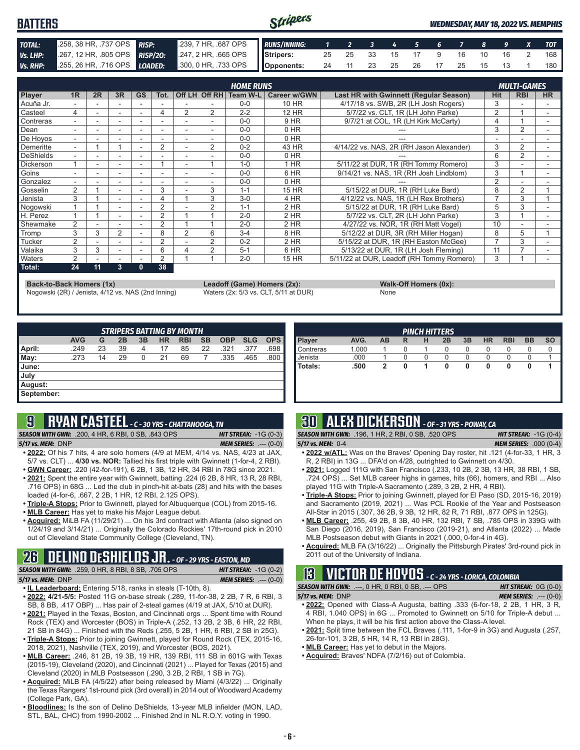# BATTERS

*WEDNESDAY, MAY 18, 2022 VS. MEMPHIS*

| | | | |
|---|---|---|---|
| **TOTAL:** | .258, 38 HR, .737 OPS | **RISP:** | .239, 7 HR, .687 OPS |
| **Vs. LHP:** | .267, 12 HR, .805 OPS | **RISP/2O:** | .247, 2 HR, .665 OPS |
| **Vs. RHP:** | .255, 26 HR, .716 OPS | **LOADED:** | .300, 0 HR, .733 OPS |

| RUNS/INNING: | 1 | 2 | 3 | 4 | 5 | 6 | 7 | 8 | 9 | X | TOT |
|---|---|---|---|---|---|---|---|---|---|---|---|
| Stripers: | 25 | 25 | 33 | 15 | 17 | 9 | 16 | 10 | 16 | 2 | 168 |
| Opponents: | 24 | 11 | 23 | 25 | 26 | 17 | 25 | 15 | 13 | 1 | 180 |

| | HOME RUNS | | | | | | | | | | MULTI-GAMES | | |
|---|---|---|---|---|---|---|---|---|---|---|---|---|---|
| Player | 1R | 2R | 3R | GS | Tot. | Off LH | Off RH | Team W-L | Career w/GWN | Last HR with Gwinnett (Regular Season) | Hit | RBI | HR |
| Acuña Jr. | - | - | - | - | - | - | - | 0-0 | 10 HR | 4/17/18 vs. SWB, 2R (LH Josh Rogers) | 3 | - | - |
| Casteel | 4 | - | - | - | 4 | 2 | 2 | 2-2 | 12 HR | 5/7/22 vs. CLT, 1R (LH John Parke) | 2 | 1 | - |
| Contreras | - | - | - | - | - | - | - | 0-0 | 9 HR | 9/7/21 at COL, 1R (LH Kirk McCarty) | 4 | 1 | - |
| Dean | - | - | - | - | - | - | - | 0-0 | 0 HR | --- | 3 | 2 | - |
| De Hoyos | - | - | - | - | - | - | - | 0-0 | 0 HR | --- | - | - | - |
| Demeritte | - | 1 | 1 | - | 2 | - | 2 | 0-2 | 43 HR | 4/14/22 vs. NAS, 2R (RH Jason Alexander) | 3 | 2 | - |
| DeShields | - | - | - | - | - | - | - | 0-0 | 0 HR | --- | 6 | 2 | - |
| Dickerson | 1 | - | - | - | 1 | - | 1 | 1-0 | 1 HR | 5/11/22 at DUR, 1R (RH Tommy Romero) | 3 | - | - |
| Goins | - | - | - | - | - | - | - | 0-0 | 6 HR | 9/14/21 vs. NAS, 1R (RH Josh Lindblom) | 3 | 1 | - |
| Gonzalez | - | - | - | - | - | - | - | 0-0 | 0 HR | --- | 2 | - | - |
| Gosselin | 2 | 1 | - | - | 3 | - | 3 | 1-1 | 15 HR | 5/15/22 at DUR, 1R (RH Luke Bard) | 8 | 2 | 1 |
| Jenista | 3 | 1 | - | - | 4 | 1 | 3 | 3-0 | 4 HR | 4/12/22 vs. NAS, 1R (RH Rex Brothers) | 7 | 3 | 1 |
| Nogowski | 1 | 1 | - | - | 2 | - | 2 | 1-1 | 2 HR | 5/15/22 at DUR, 1R (RH Luke Bard) | 5 | 3 | - |
| H. Perez | 1 | 1 | - | - | 2 | 1 | 1 | 2-0 | 2 HR | 5/7/22 vs. CLT, 2R (LH John Parke) | 3 | 1 | - |
| Shewmake | 2 | - | - | - | 2 | 1 | 1 | 2-0 | 2 HR | 4/27/22 vs. NOR, 1R (RH Matt Vogel) | 10 | - | - |
| Tromp | 3 | 3 | 2 | - | 8 | 2 | 6 | 3-4 | 8 HR | 5/12/22 at DUR, 3R (RH Miller Hogan) | 8 | 5 | 1 |
| Tucker | 2 | - | - | - | 2 | - | 2 | 0-2 | 2 HR | 5/15/22 at DUR, 1R (RH Easton McGee) | 7 | 3 | - |
| Valaika | 3 | 3 | - | - | 6 | 4 | 2 | 5-1 | 6 HR | 5/13/22 at DUR, 1R (LH Josh Fleming) | 11 | 7 | - |
| Waters | 2 | - | - | - | 2 | 1 | 1 | 2-0 | 15 HR | 5/11/22 at DUR, Leadoff (RH Tommy Romero) | 3 | 1 | - |
| **Total:** | **24** | **11** | **3** | **0** | **38** | | | | | | | | |

**Back-to-Back Homers (1x)**
Nogowski (2R) / Jenista, 4/12 vs. NAS (2nd Inning)

**Leadoff (Game) Homers (2x):**
Waters (2x: 5/3 vs. CLT, 5/11 at DUR)

**Walk-Off Homers (0x):**
None

| STRIPERS BATTING BY MONTH | AVG | G | 2B | 3B | HR | RBI | SB | OBP | SLG | OPS |
|---|---|---|---|---|---|---|---|---|---|---|
| April: | .249 | 23 | 39 | 4 | 17 | 85 | 22 | .321 | .377 | .698 |
| May: | .273 | 14 | 29 | 0 | 21 | 69 | 7 | .335 | .465 | .800 |
| June: | | | | | | | | | | |
| July | | | | | | | | | | |
| August: | | | | | | | | | | |
| September: | | | | | | | | | | |

| PINCH HITTERS | | | | | | | | | | |
|---|---|---|---|---|---|---|---|---|---|---|
| Player | AVG. | AB | R | H | 2B | 3B | HR | RBI | BB | SO |
| Contreras | 1.000 | 1 | 0 | 1 | 0 | 0 | 0 | 0 | 0 | 0 |
| Jenista | .000 | 1 | 0 | 0 | 0 | 0 | 0 | 0 | 0 | 1 |
| **Totals:** | **.500** | **2** | **0** | **1** | **0** | **0** | **0** | **0** | **0** | **1** |

## 9 RYAN CASTEEL - C - 30 YRS - CHATTANOOGA, TN

**SEASON WITH GWN:** .200, 4 HR, 6 RBI, 0 SB, .843 OPS — **HIT STREAK:** -1G (0-3)
**5/17 vs. MEM:** DNP — **MEM SERIES:** .--- (0-0)

- **2022:** Of his 7 hits, 4 are solo homers (4/9 at MEM, 4/14 vs. NAS, 4/23 at JAX, 5/7 vs. CLT) ... **4/30 vs. NOR:** Tallied his first triple with Gwinnett (1-for-4, 2 RBI).
- **GWN Career:** .220 (42-for-191), 6 2B, 1 3B, 12 HR, 34 RBI in 78G since 2021.
- **2021:** Spent the entire year with Gwinnett, batting .224 (6 2B, 8 HR, 13 R, 28 RBI, .716 OPS) in 68G ... Led the club in pinch-hit at-bats (28) and hits with the bases loaded (4-for-6, .667, 2 2B, 1 HR, 12 RBI, 2.125 OPS).
- **Triple-A Stops:** Prior to Gwinnett, played for Albuquerque (COL) from 2015-16.
- **MLB Career:** Has yet to make his Major League debut.
- **Acquired:** MiLB FA (11/29/21) ... On his 3rd contract with Atlanta (also signed on 1/24/19 and 3/14/21) ... Originally the Colorado Rockies' 17th-round pick in 2010 out of Cleveland State Community College (Cleveland, TN).

## 26 DELINO DESHIELDS JR. - OF - 29 YRS - EASTON, MD

**SEASON WITH GWN:** .259, 0 HR, 8 RBI, 8 SB, .705 OPS — **HIT STREAK:** -1G (0-2)
**5/17 vs. MEM:** DNP — **MEM SERIES:** .--- (0-0)

- **IL Leaderboard:** Entering 5/18, ranks in steals (T-10th, 8).
- **2022:** **4/21-5/5:** Posted 11G on-base streak (.289, 11-for-38, 2 2B, 7 R, 6 RBI, 3 SB, 8 BB, .417 OBP) ... Has pair of 2-steal games (4/19 at JAX, 5/10 at DUR).
- **2021:** Played in the Texas, Boston, and Cincinnati orgs ... Spent time with Round Rock (TEX) and Worcester (BOS) in Triple-A (.252, 13 2B, 2 3B, 6 HR, 22 RBI, 21 SB in 84G) ... Finished with the Reds (.255, 5 2B, 1 HR, 6 RBI, 2 SB in 25G).
- **Triple-A Stops:** Prior to joining Gwinnett, played for Round Rock (TEX, 2015-16, 2018, 2021), Nashville (TEX, 2019), and Worcester (BOS, 2021).
- **MLB Career:** .246, 81 2B, 19 3B, 19 HR, 139 RBI, 111 SB in 601G with Texas (2015-19), Cleveland (2020), and Cincinnati (2021) ... Played for Texas (2015) and Cleveland (2020) in MLB Postseason (.290, 3 2B, 2 RBI, 1 SB in 7G).
- **Acquired:** MiLB FA (4/5/22) after being released by Miami (4/3/22) ... Originally the Texas Rangers' 1st-round pick (3rd overall) in 2014 out of Woodward Academy (College Park, GA).
- **Bloodlines:** Is the son of Delino DeShields, 13-year MLB infielder (MON, LAD, STL, BAL, CHC) from 1990-2002 ... Finished 2nd in NL R.O.Y. voting in 1990.

## 30 ALEX DICKERSON - OF - 31 YRS - POWAY, CA

**SEASON WITH GWN:** .196, 1 HR, 2 RBI, 0 SB, .520 OPS — **HIT STREAK:** -1G (0-4)
**5/17 vs. MEM:** 0-4 — **MEM SERIES:** .000 (0-4)

- **2022 w/ATL:** Was on the Braves' Opening Day roster, hit .121 (4-for-33, 1 HR, 3 R, 2 RBI) in 13G ... DFA'd on 4/28, outrighted to Gwinnett on 4/30.
- **2021:** Logged 111G with San Francisco (.233, 10 2B, 2 3B, 13 HR, 38 RBI, 1 SB, .724 OPS) ... Set MLB career highs in games, hits (66), homers, and RBI ... Also played 11G with Triple-A Sacramento (.289, 3 2B, 2 HR, 4 RBI).
- **Triple-A Stops:** Prior to joining Gwinnett, played for El Paso (SD, 2015-16, 2019) and Sacramento (2019, 2021) ... Was PCL Rookie of the Year and Postseason All-Star in 2015 (.307, 36 2B, 9 3B, 12 HR, 82 R, 71 RBI, .877 OPS in 125G).
- **MLB Career:** .255, 49 2B, 8 3B, 40 HR, 132 RBI, 7 SB, .785 OPS in 339G with San Diego (2016, 2019), San Francisco (2019-21), and Atlanta (2022) ... Made MLB Postseason debut with Giants in 2021 (.000, 0-for-4 in 4G).
- **Acquired:** MLB FA (3/16/22) ... Originally the Pittsburgh Pirates' 3rd-round pick in 2011 out of the University of Indiana.

## 13 VICTOR DE HOYOS - C - 24 YRS - LORICA, COLOMBIA

**SEASON WITH GWN:** .---, 0 HR, 0 RBI, 0 SB, .--- OPS — **HIT STREAK:** 0G (0-0)
**5/17 vs. MEM:** DNP — **MEM SERIES:** .--- (0-0)

- **2022:** Opened with Class-A Augusta, batting .333 (6-for-18, 2 2B, 1 HR, 3 R, 4 RBI, 1.040 OPS) in 6G ... Promoted to Gwinnett on 5/10 for Triple-A debut ... When he plays, it will be his first action above the Class-A level.
- **2021:** Split time between the FCL Braves (.111, 1-for-9 in 3G) and Augusta (.257, 26-for-101, 3 2B, 5 HR, 14 R, 13 RBI in 28G).
- **MLB Career:** Has yet to debut in the Majors.
- **Acquired:** Braves' NDFA (7/2/16) out of Colombia.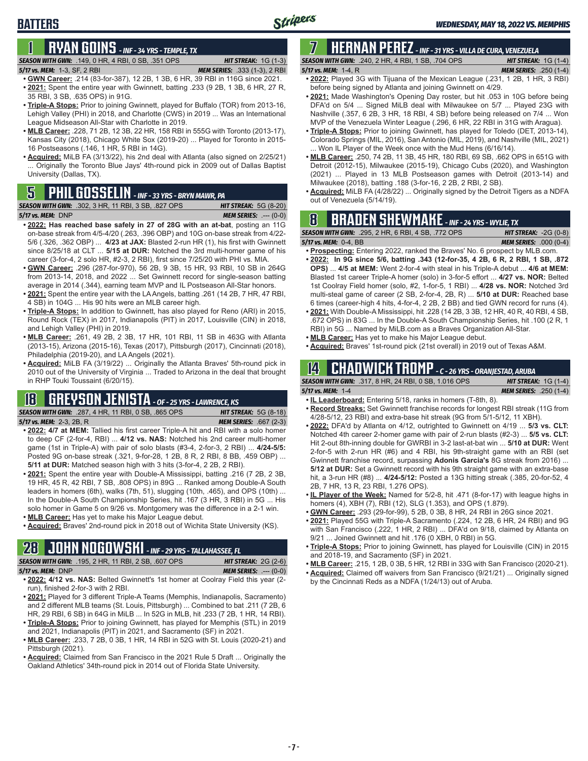# BATTERS

*WEDNESDAY, MAY 18, 2022 VS. MEMPHIS*

## 1 RYAN GOINS - INF - 34 YRS - TEMPLE, TX

**SEASON WITH GWN:** .149, 0 HR, 4 RBI, 0 SB, .351 OPS — **HIT STREAK:** 1G (1-3)
**5/17 vs. MEM:** 1-3, SF, 2 RBI — **MEM SERIES:** .333 (1-3), 2 RBI

- **GWN Career:** .214 (83-for-387), 12 2B, 1 3B, 6 HR, 39 RBI in 116G since 2021.
- **2021:** Spent the entire year with Gwinnett, batting .233 (9 2B, 1 3B, 6 HR, 27 R, 35 RBI, 3 SB, .635 OPS) in 91G.
- **Triple-A Stops:** Prior to joining Gwinnett, played for Buffalo (TOR) from 2013-16, Lehigh Valley (PHI) in 2018, and Charlotte (CWS) in 2019 ... Was an International League Midseason All-Star with Charlotte in 2019.
- **MLB Career:** .228, 71 2B, 12 3B, 22 HR, 158 RBI in 555G with Toronto (2013-17), Kansas City (2018), Chicago White Sox (2019-20) ... Played for Toronto in 2015-16 Postseasons (.146, 1 HR, 5 RBI in 14G).
- **Acquired:** MiLB FA (3/13/22), his 2nd deal with Atlanta (also signed on 2/25/21) ... Originally the Toronto Blue Jays' 4th-round pick in 2009 out of Dallas Baptist University (Dallas, TX).

## 5 PHIL GOSSELIN - INF - 33 YRS - BRYN MAWR, PA

**SEASON WITH GWN:** .302, 3 HR, 11 RBI, 3 SB, .827 OPS — **HIT STREAK:** 5G (8-20)
**5/17 vs. MEM:** DNP — **MEM SERIES:** .--- (0-0)

- **2022: Has reached base safely in 27 of 28G with an at-bat**, posting an 11G on-base streak from 4/5-4/20 (.263, .396 OBP) and 10G on-base streak from 4/22-5/6 (.326, .362 OBP) ... **4/23 at JAX:** Blasted 2-run HR (1), his first with Gwinnett since 8/25/18 at CLT ... **5/15 at DUR:** Notched the 3rd multi-homer game of his career (3-for-4, 2 solo HR, #2-3, 2 RBI), first since 7/25/20 with PHI vs. MIA.
- **GWN Career:** .296 (287-for-970), 56 2B, 9 3B, 15 HR, 93 RBI, 10 SB in 264G from 2013-14, 2018, and 2022 ... Set Gwinnett record for single-season batting average in 2014 (.344), earning team MVP and IL Postseason All-Star honors.
- **2021:** Spent the entire year with the LA Angels, batting .261 (14 2B, 7 HR, 47 RBI, 4 SB) in 104G ... His 90 hits were an MLB career high.
- **Triple-A Stops:** In addition to Gwinnett, has also played for Reno (ARI) in 2015, Round Rock (TEX) in 2017, Indianapolis (PIT) in 2017, Louisville (CIN) in 2018, and Lehigh Valley (PHI) in 2019.
- **MLB Career:** .261, 49 2B, 2 3B, 17 HR, 101 RBI, 11 SB in 463G with Atlanta (2013-15), Arizona (2015-16), Texas (2017), Pittsburgh (2017), Cincinnati (2018), Philadelphia (2019-20), and LA Angels (2021).
- **Acquired:** MiLB FA (3/19/22) ... Originally the Atlanta Braves' 5th-round pick in 2010 out of the University of Virginia ... Traded to Arizona in the deal that brought in RHP Touki Toussaint (6/20/15).

## 18 GREYSON JENISTA - OF - 25 YRS - LAWRENCE, KS

**SEASON WITH GWN:** .287, 4 HR, 11 RBI, 0 SB, .865 OPS — **HIT STREAK:** 5G (8-18)
**5/17 vs. MEM:** 2-3, 2B, R — **MEM SERIES:** .667 (2-3)

- **2022: 4/7 at MEM:** Tallied his first career Triple-A hit and RBI with a solo homer to deep CF (2-for-4, RBI) ... **4/12 vs. NAS:** Notched his 2nd career multi-homer game (1st in Triple-A) with pair of solo blasts (#3-4, 2-for-3, 2 RBI) ... **4/24-5/5:** Posted 9G on-base streak (.321, 9-for-28, 1 2B, 8 R, 2 RBI, 8 BB, .459 OBP) ... **5/11 at DUR:** Matched season high with 3 hits (3-for-4, 2 2B, 2 RBI).
- **2021:** Spent the entire year with Double-A Mississippi, batting .216 (7 2B, 2 3B, 19 HR, 45 R, 42 RBI, 7 SB, .808 OPS) in 89G ... Ranked among Double-A South leaders in homers (6th), walks (7th, 51), slugging (10th, .465), and OPS (10th) ... In the Double-A South Championship Series, hit .167 (3 HR, 3 RBI) in 5G ... His solo homer in Game 5 on 9/26 vs. Montgomery was the difference in a 2-1 win.
- **MLB Career:** Has yet to make his Major League debut.
- **Acquired:** Braves' 2nd-round pick in 2018 out of Wichita State University (KS).

## 28 JOHN NOGOWSKI - INF - 29 YRS - TALLAHASSEE, FL

**SEASON WITH GWN:** .195, 2 HR, 11 RBI, 2 SB, .607 OPS — **HIT STREAK:** 2G (2-6)
**5/17 vs. MEM:** DNP — **MEM SERIES:** .--- (0-0)

- **2022: 4/12 vs. NAS:** Belted Gwinnett's 1st homer at Coolray Field this year (2-run), finished 2-for-3 with 2 RBI.
- **2021:** Played for 3 different Triple-A Teams (Memphis, Indianapolis, Sacramento) and 2 different MLB teams (St. Louis, Pittsburgh) ... Combined to bat .211 (7 2B, 6 HR, 29 RBI, 6 SB) in 64G in MiLB ... In 52G in MLB, hit .233 (7 2B, 1 HR, 14 RBI).
- **Triple-A Stops:** Prior to joining Gwinnett, has played for Memphis (STL) in 2019 and 2021, Indianapolis (PIT) in 2021, and Sacramento (SF) in 2021.
- **MLB Career:** .233, 7 2B, 0 3B, 1 HR, 14 RBI in 52G with St. Louis (2020-21) and Pittsburgh (2021).
- **Acquired:** Claimed from San Francisco in the 2021 Rule 5 Draft ... Originally the Oakland Athletics' 34th-round pick in 2014 out of Florida State University.

## 7 HERNAN PEREZ - INF - 31 YRS - VILLA DE CURA, VENEZUELA

**SEASON WITH GWN:** .240, 2 HR, 4 RBI, 1 SB, .704 OPS — **HIT STREAK:** 1G (1-4)
**5/17 vs. MEM:** 1-4, R — **MEM SERIES:** .250 (1-4)

- **2022:** Played 3G with Tijuana of the Mexican League (.231, 1 2B, 1 HR, 3 RBI) before being signed by Atlanta and joining Gwinnett on 4/29.
- **2021:** Made Washington's Opening Day roster, but hit .053 in 10G before being DFA'd on 5/4 ... Signed MiLB deal with Milwaukee on 5/7 ... Played 23G with Nashville (.357, 6 2B, 3 HR, 18 RBI, 4 SB) before being released on 7/4 ... Won MVP of the Venezuela Winter League (.296, 6 HR, 22 RBI in 31G with Aragua).
- **Triple-A Stops:** Prior to joining Gwinnett, has played for Toledo (DET, 2013-14), Colorado Springs (MIL, 2016), San Antonio (MIL, 2019), and Nashville (MIL, 2021) ... Won IL Player of the Week once with the Mud Hens (6/16/14).
- **MLB Career:** .250, 74 2B, 11 3B, 45 HR, 180 RBI, 69 SB, .662 OPS in 651G with Detroit (2012-15), Milwaukee (2015-19), Chicago Cubs (2020), and Washington (2021) ... Played in 13 MLB Postseason games with Detroit (2013-14) and Milwaukee (2018), batting .188 (3-for-16, 2 2B, 2 RBI, 2 SB).
- **Acquired:** MiLB FA (4/28/22) ... Originally signed by the Detroit Tigers as a NDFA out of Venezuela (5/14/19).

## 8 BRADEN SHEWMAKE - INF - 24 YRS - WYLIE, TX

**SEASON WITH GWN:** .295, 2 HR, 6 RBI, 4 SB, .772 OPS — **HIT STREAK:** -2G (0-8)
**5/17 vs. MEM:** 0-4, BB — **MEM SERIES:** .000 (0-4)

- **Prospecting:** Entering 2022, ranked the Braves' No. 6 prospect by MLB.com.
- **2022: In 9G since 5/6, batting .343 (12-for-35, 4 2B, 6 R, 2 RBI, 1 SB, .872 OPS)** ... **4/5 at MEM:** Went 2-for-4 with steal in his Triple-A debut ... **4/6 at MEM:** Blasted 1st career Triple-A homer (solo) in 3-for-5 effort ... **4/27 vs. NOR:** Belted 1st Coolray Field homer (solo, #2, 1-for-5, 1 RBI) ... **4/28 vs. NOR:** Notched 3rd multi-steal game of career (2 SB, 2-for-4, 2B, R) ... **5/10 at DUR:** Reached base 6 times (career-high 4 hits, 4-for-4, 2 2B, 2 BB) and tied GWN record for runs (4).
- **2021:** With Double-A Mississippi, hit .228 (14 2B, 3 3B, 12 HR, 40 R, 40 RBI, 4 SB, .672 OPS) in 83G ... In the Double-A South Championship Series, hit .100 (2 R, 1 RBI) in 5G ... Named by MiLB.com as a Braves Organization All-Star.
- **MLB Career:** Has yet to make his Major League debut.
- **Acquired:** Braves' 1st-round pick (21st overall) in 2019 out of Texas A&M.

## 14 CHADWICK TROMP - C - 26 YRS - ORANJESTAD, ARUBA

**SEASON WITH GWN:** .317, 8 HR, 24 RBI, 0 SB, 1.016 OPS — **HIT STREAK:** 1G (1-4)
**5/17 vs. MEM:** 1-4 — **MEM SERIES:** .250 (1-4)

- **IL Leaderboard:** Entering 5/18, ranks in homers (T-8th, 8).
- **Record Streaks:** Set Gwinnett franchise records for longest RBI streak (11G from 4/28-5/12, 23 RBI) and extra-base hit streak (9G from 5/1-5/12, 11 XBH).
- **2022:** DFA'd by Atlanta on 4/12, outrighted to Gwinnett on 4/19 ... **5/3 vs. CLT:** Notched 4th career 2-homer game with pair of 2-run blasts (#2-3) ... **5/5 vs. CLT:** Hit 2-out 8th-inning double for GWRBI in 3-2 last-at-bat win ... **5/10 at DUR:** Went 2-for-5 with 2-run HR (#6) and 4 RBI, his 9th-straight game with an RBI (set Gwinnett franchise record, surpassing **Adonis Garcia's** 8G streak from 2016) ... **5/12 at DUR:** Set a Gwinnett record with his 9th straight game with an extra-base hit, a 3-run HR (#8) ... **4/24-5/12:** Posted a 13G hitting streak (.385, 20-for-52, 4 2B, 7 HR, 13 R, 23 RBI, 1.276 OPS).
- **IL Player of the Week:** Named for 5/2-8, hit .471 (8-for-17) with league highs in homers (4), XBH (7), RBI (12), SLG (1.353), and OPS (1.879).
- **GWN Career:** .293 (29-for-99), 5 2B, 0 3B, 8 HR, 24 RBI in 26G since 2021.
- **2021:** Played 55G with Triple-A Sacramento (.224, 12 2B, 6 HR, 24 RBI) and 9G with San Francisco (.222, 1 HR, 2 RBI) ... DFA'd on 9/18, claimed by Atlanta on 9/21 ... Joined Gwinnett and hit .176 (0 XBH, 0 RBI) in 5G.
- **Triple-A Stops:** Prior to joining Gwinnett, has played for Louisville (CIN) in 2015 and 2018-19, and Sacramento (SF) in 2021.
- **MLB Career:** .215, 1 2B, 0 3B, 5 HR, 12 RBI in 33G with San Francisco (2020-21).
- **Acquired:** Claimed off waivers from San Francisco (9/21/21) ... Originally signed by the Cincinnati Reds as a NDFA (1/24/13) out of Aruba.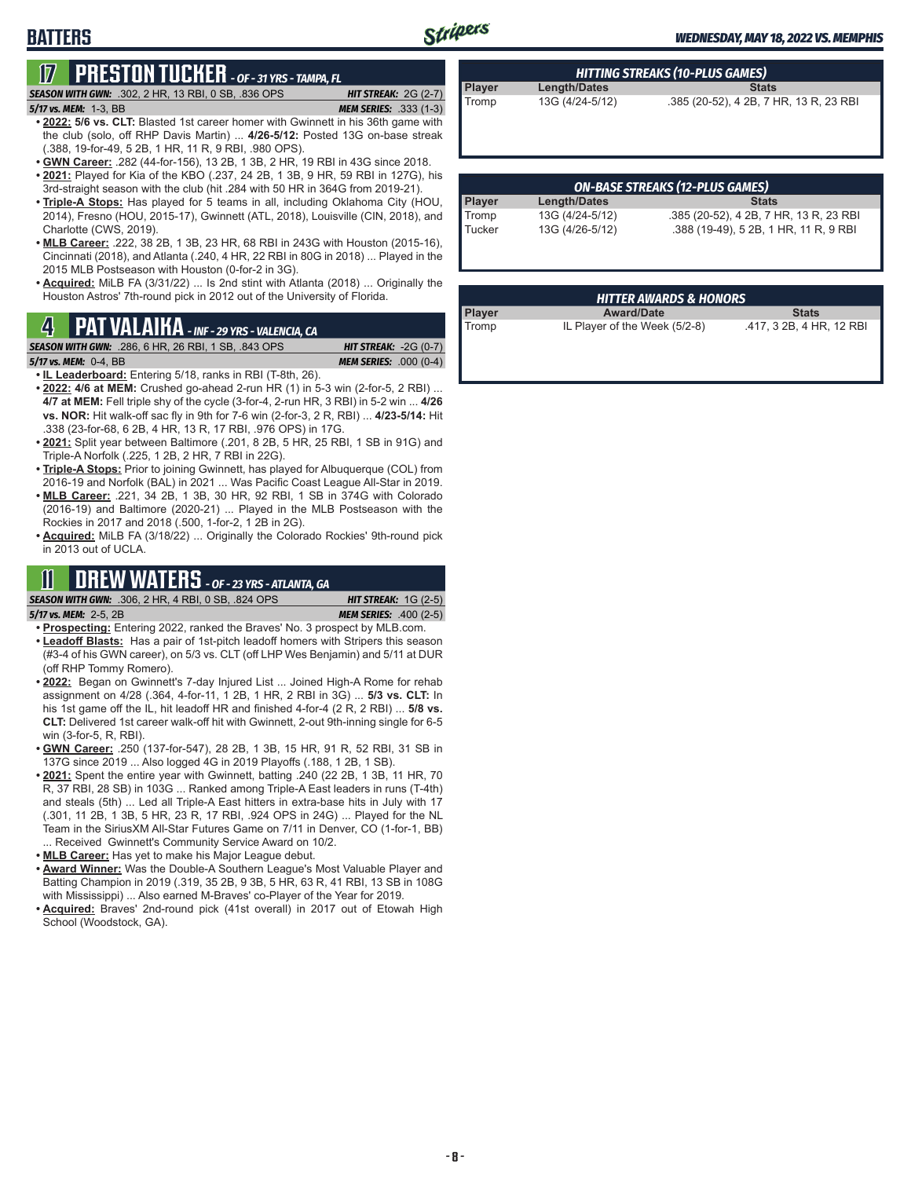## BATTERS

**WEDNESDAY, MAY 18, 2022 VS. MEMPHIS**

## 17 PRESTON TUCKER - OF - 31 YRS - TAMPA, FL

***SEASON WITH GWN:*** .302, 2 HR, 13 RBI, 0 SB, .836 OPS — ***HIT STREAK:*** 2G (2-7)

***5/17 vs. MEM:*** 1-3, BB — ***MEM SERIES:*** .333 (1-3)

- **2022: 5/6 vs. CLT:** Blasted 1st career homer with Gwinnett in his 36th game with the club (solo, off RHP Davis Martin) ... **4/26-5/12:** Posted 13G on-base streak (.388, 19-for-49, 5 2B, 1 HR, 11 R, 9 RBI, .980 OPS).
- **GWN Career:** .282 (44-for-156), 13 2B, 1 3B, 2 HR, 19 RBI in 43G since 2018.
- **2021:** Played for Kia of the KBO (.237, 24 2B, 1 3B, 9 HR, 59 RBI in 127G), his 3rd-straight season with the club (hit .284 with 50 HR in 364G from 2019-21).
- **Triple-A Stops:** Has played for 5 teams in all, including Oklahoma City (HOU, 2014), Fresno (HOU, 2015-17), Gwinnett (ATL, 2018), Louisville (CIN, 2018), and Charlotte (CWS, 2019).
- **MLB Career:** .222, 38 2B, 1 3B, 23 HR, 68 RBI in 243G with Houston (2015-16), Cincinnati (2018), and Atlanta (.240, 4 HR, 22 RBI in 80G in 2018) ... Played in the 2015 MLB Postseason with Houston (0-for-2 in 3G).
- **Acquired:** MiLB FA (3/31/22) ... Is 2nd stint with Atlanta (2018) ... Originally the Houston Astros' 7th-round pick in 2012 out of the University of Florida.

## 4 PAT VALAIKA - INF - 29 YRS - VALENCIA, CA

***SEASON WITH GWN:*** .286, 6 HR, 26 RBI, 1 SB, .843 OPS — ***HIT STREAK:*** -2G (0-7)

***5/17 vs. MEM:*** 0-4, BB — ***MEM SERIES:*** .000 (0-4)

- **IL Leaderboard:** Entering 5/18, ranks in RBI (T-8th, 26).
- **2022: 4/6 at MEM:** Crushed go-ahead 2-run HR (1) in 5-3 win (2-for-5, 2 RBI) ... **4/7 at MEM:** Fell triple shy of the cycle (3-for-4, 2-run HR, 3 RBI) in 5-2 win ... **4/26 vs. NOR:** Hit walk-off sac fly in 9th for 7-6 win (2-for-3, 2 R, RBI) ... **4/23-5/14:** Hit .338 (23-for-68, 6 2B, 4 HR, 13 R, 17 RBI, .976 OPS) in 17G.
- **2021:** Split year between Baltimore (.201, 8 2B, 5 HR, 25 RBI, 1 SB in 91G) and Triple-A Norfolk (.225, 1 2B, 2 HR, 7 RBI in 22G).
- **Triple-A Stops:** Prior to joining Gwinnett, has played for Albuquerque (COL) from 2016-19 and Norfolk (BAL) in 2021 ... Was Pacific Coast League All-Star in 2019.
- **MLB Career:** .221, 34 2B, 1 3B, 30 HR, 92 RBI, 1 SB in 374G with Colorado (2016-19) and Baltimore (2020-21) ... Played in the MLB Postseason with the Rockies in 2017 and 2018 (.500, 1-for-2, 1 2B in 2G).
- **Acquired:** MiLB FA (3/18/22) ... Originally the Colorado Rockies' 9th-round pick in 2013 out of UCLA.

## 11 DREW WATERS - OF - 23 YRS - ATLANTA, GA

***SEASON WITH GWN:*** .306, 2 HR, 4 RBI, 0 SB, .824 OPS — ***HIT STREAK:*** 1G (2-5)

***5/17 vs. MEM:*** 2-5, 2B — ***MEM SERIES:*** .400 (2-5)

- **Prospecting:** Entering 2022, ranked the Braves' No. 3 prospect by MLB.com.
- **Leadoff Blasts:** Has a pair of 1st-pitch leadoff homers with Stripers this season (#3-4 of his GWN career), on 5/3 vs. CLT (off LHP Wes Benjamin) and 5/11 at DUR (off RHP Tommy Romero).
- **2022:** Began on Gwinnett's 7-day Injured List ... Joined High-A Rome for rehab assignment on 4/28 (.364, 4-for-11, 1 2B, 1 HR, 2 RBI in 3G) ... **5/3 vs. CLT:** In his 1st game off the IL, hit leadoff HR and finished 4-for-4 (2 R, 2 RBI) ... **5/8 vs. CLT:** Delivered 1st career walk-off hit with Gwinnett, 2-out 9th-inning single for 6-5 win (3-for-5, R, RBI).
- **GWN Career:** .250 (137-for-547), 28 2B, 1 3B, 15 HR, 91 R, 52 RBI, 31 SB in 137G since 2019 ... Also logged 4G in 2019 Playoffs (.188, 1 2B, 1 SB).
- **2021:** Spent the entire year with Gwinnett, batting .240 (22 2B, 1 3B, 11 HR, 70 R, 37 RBI, 28 SB) in 103G ... Ranked among Triple-A East leaders in runs (T-4th) and steals (5th) ... Led all Triple-A East hitters in extra-base hits in July with 17 (.301, 11 2B, 1 3B, 5 HR, 23 R, 17 RBI, .924 OPS in 24G) ... Played for the NL Team in the SiriusXM All-Star Futures Game on 7/11 in Denver, CO (1-for-1, BB) ... Received Gwinnett's Community Service Award on 10/2.
- **MLB Career:** Has yet to make his Major League debut.
- **Award Winner:** Was the Double-A Southern League's Most Valuable Player and Batting Champion in 2019 (.319, 35 2B, 9 3B, 5 HR, 63 R, 41 RBI, 13 SB in 108G with Mississippi) ... Also earned M-Braves' co-Player of the Year for 2019.
- **Acquired:** Braves' 2nd-round pick (41st overall) in 2017 out of Etowah High School (Woodstock, GA).

### HITTING STREAKS (10-PLUS GAMES)

| Player | Length/Dates | Stats |
|---|---|---|
| Tromp | 13G (4/24-5/12) | .385 (20-52), 4 2B, 7 HR, 13 R, 23 RBI |

### ON-BASE STREAKS (12-PLUS GAMES)

| Player | Length/Dates | Stats |
|---|---|---|
| Tromp | 13G (4/24-5/12) | .385 (20-52), 4 2B, 7 HR, 13 R, 23 RBI |
| Tucker | 13G (4/26-5/12) | .388 (19-49), 5 2B, 1 HR, 11 R, 9 RBI |

### HITTER AWARDS & HONORS

| Player | Award/Date | Stats |
|---|---|---|
| Tromp | IL Player of the Week (5/2-8) | .417, 3 2B, 4 HR, 12 RBI |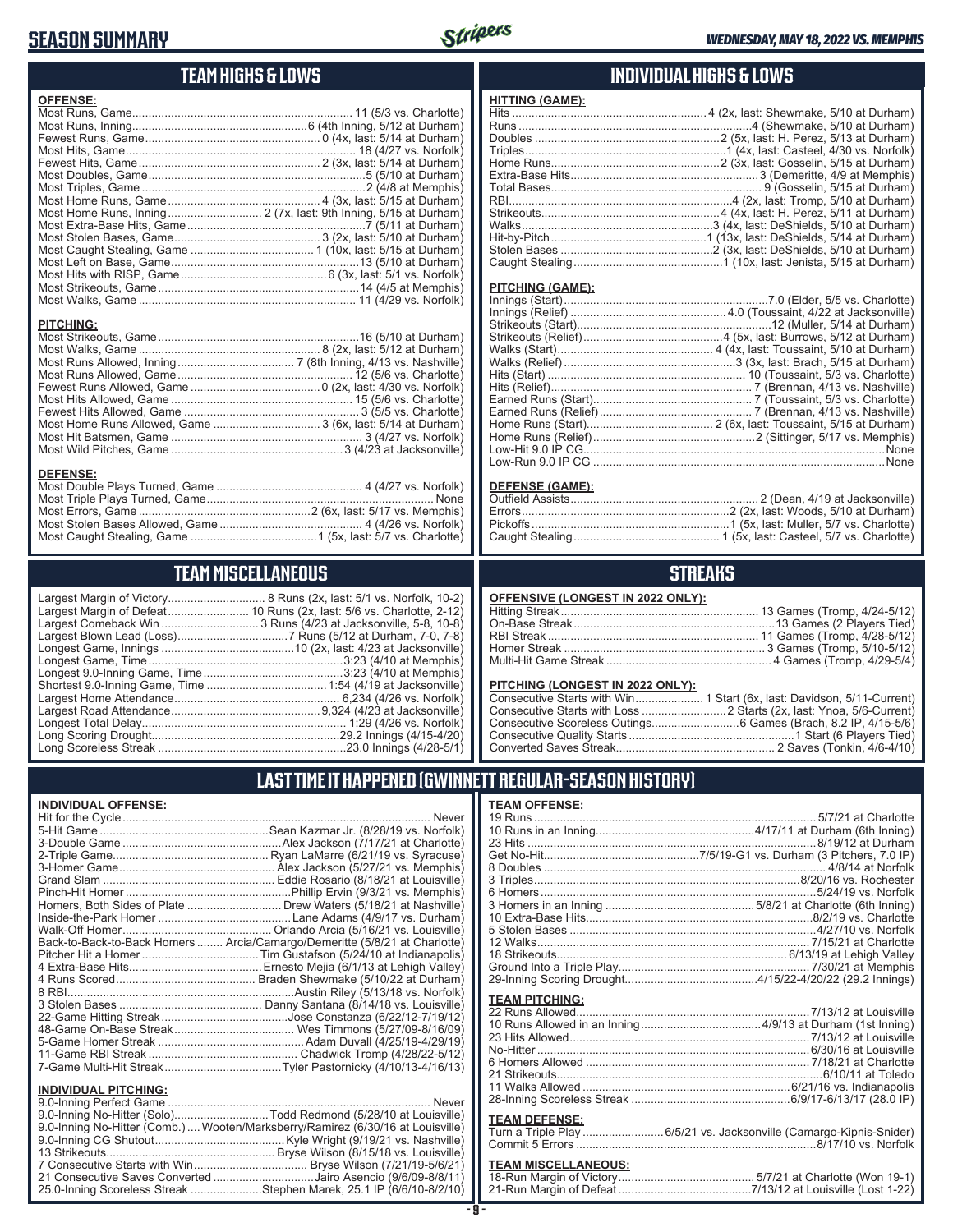# SEASON SUMMARY

WEDNESDAY, MAY 18, 2022 VS. MEMPHIS

## TEAM HIGHS & LOWS

**OFFENSE:**

| | |
|---|---|
| Most Runs, Game | 11 (5/3 vs. Charlotte) |
| Most Runs, Inning | 6 (4th Inning, 5/12 at Durham) |
| Fewest Runs, Game | 0 (4x, last: 5/14 at Durham) |
| Most Hits, Game | 18 (4/27 vs. Norfolk) |
| Fewest Hits, Game | 2 (3x, last: 5/14 at Durham) |
| Most Doubles, Game | 5 (5/10 at Durham) |
| Most Triples, Game | 2 (4/8 at Memphis) |
| Most Home Runs, Game | 4 (3x, last: 5/15 at Durham) |
| Most Home Runs, Inning | 2 (7x, last: 9th Inning, 5/15 at Durham) |
| Most Extra-Base Hits, Game | 7 (5/11 at Durham) |
| Most Stolen Bases, Game | 3 (2x, last: 5/10 at Durham) |
| Most Caught Stealing, Game | 1 (10x, last: 5/15 at Durham) |
| Most Left on Base, Game | 13 (5/10 at Durham) |
| Most Hits with RISP, Game | 6 (3x, last: 5/1 vs. Norfolk) |
| Most Strikeouts, Game | 14 (4/5 at Memphis) |
| Most Walks, Game | 11 (4/29 vs. Norfolk) |

**PITCHING:**

| | |
|---|---|
| Most Strikeouts, Game | 16 (5/10 at Durham) |
| Most Walks, Game | 8 (2x, last: 5/12 at Durham) |
| Most Runs Allowed, Inning | 7 (8th Inning, 4/13 vs. Nashville) |
| Most Runs Allowed, Game | 12 (5/6 vs. Charlotte) |
| Fewest Runs Allowed, Game | 0 (2x, last: 4/30 vs. Norfolk) |
| Most Hits Allowed, Game | 15 (5/6 vs. Charlotte) |
| Fewest Hits Allowed, Game | 3 (5/5 vs. Charlotte) |
| Most Home Runs Allowed, Game | 3 (6x, last: 5/14 at Durham) |
| Most Hit Batsmen, Game | 3 (4/27 vs. Norfolk) |
| Most Wild Pitches, Game | 3 (4/23 at Jacksonville) |

**DEFENSE:**

| | |
|---|---|
| Most Double Plays Turned, Game | 4 (4/27 vs. Norfolk) |
| Most Triple Plays Turned, Game | None |
| Most Errors, Game | 2 (6x, last: 5/17 vs. Memphis) |
| Most Stolen Bases Allowed, Game | 4 (4/26 vs. Norfolk) |
| Most Caught Stealing, Game | 1 (5x, last: 5/7 vs. Charlotte) |

## INDIVIDUAL HIGHS & LOWS

**HITTING (GAME):**

| | |
|---|---|
| Hits | 4 (2x, last: Shewmake, 5/10 at Durham) |
| Runs | 4 (Shewmake, 5/10 at Durham) |
| Doubles | 2 (5x, last: H. Perez, 5/13 at Durham) |
| Triples | 1 (4x, last: Casteel, 4/30 vs. Norfolk) |
| Home Runs | 2 (3x, last: Gosselin, 5/15 at Durham) |
| Extra-Base Hits | 3 (Demeritte, 4/9 at Memphis) |
| Total Bases | 9 (Gosselin, 5/15 at Durham) |
| RBI | 4 (2x, last: Tromp, 5/10 at Durham) |
| Strikeouts | 4 (4x, last: H. Perez, 5/11 at Durham) |
| Walks | 3 (4x, last: DeShields, 5/10 at Durham) |
| Hit-by-Pitch | 1 (13x, last: DeShields, 5/14 at Durham) |
| Stolen Bases | 2 (3x, last: DeShields, 5/10 at Durham) |
| Caught Stealing | 1 (10x, last: Jenista, 5/15 at Durham) |

**PITCHING (GAME):**

| | |
|---|---|
| Innings (Start) | 7.0 (Elder, 5/5 vs. Charlotte) |
| Innings (Relief) | 4.0 (Toussaint, 4/22 at Jacksonville) |
| Strikeouts (Start) | 12 (Muller, 5/14 at Durham) |
| Strikeouts (Relief) | 4 (5x, last: Burrows, 5/12 at Durham) |
| Walks (Start) | 4 (4x, last: Toussaint, 5/10 at Durham) |
| Walks (Relief) | 3 (3x, last: Brach, 5/15 at Durham) |
| Hits (Start) | 10 (Toussaint, 5/3 vs. Charlotte) |
| Hits (Relief) | 7 (Brennan, 4/13 vs. Nashville) |
| Earned Runs (Start) | 7 (Toussaint, 5/3 vs. Charlotte) |
| Earned Runs (Relief) | 7 (Brennan, 4/13 vs. Nashville) |
| Home Runs (Start) | 2 (6x, last: Toussaint, 5/15 at Durham) |
| Home Runs (Relief) | 2 (Sittinger, 5/17 vs. Memphis) |
| Low-Hit 9.0 IP CG | None |
| Low-Run 9.0 IP CG | None |

**DEFENSE (GAME):**

| | |
|---|---|
| Outfield Assists | 2 (Dean, 4/19 at Jacksonville) |
| Errors | 2 (2x, last: Woods, 5/10 at Durham) |
| Pickoffs | 1 (5x, last: Muller, 5/7 vs. Charlotte) |
| Caught Stealing | 1 (5x, last: Casteel, 5/7 vs. Charlotte) |

## TEAM MISCELLANEOUS

| | |
|---|---|
| Largest Margin of Victory | 8 Runs (2x, last: 5/1 vs. Norfolk, 10-2) |
| Largest Margin of Defeat | 10 Runs (2x, last: 5/6 vs. Charlotte, 2-12) |
| Largest Comeback Win | 3 Runs (4/23 at Jacksonville, 5-8, 10-8) |
| Largest Blown Lead (Loss) | 7 Runs (5/12 at Durham, 7-0, 7-8) |
| Longest Game, Innings | 10 (2x, last: 4/23 at Jacksonville) |
| Longest Game, Time | 3:23 (4/10 at Memphis) |
| Longest 9.0-Inning Game, Time | 3:23 (4/10 at Memphis) |
| Shortest 9.0-Inning Game, Time | 1:54 (4/19 at Jacksonville) |
| Largest Home Attendance | 6,234 (4/26 vs. Norfolk) |
| Largest Road Attendance | 9,324 (4/23 at Jacksonville) |
| Longest Total Delay | 1:29 (4/26 vs. Norfolk) |
| Long Scoring Drought | 29.2 Innings (4/15-4/20) |
| Long Scoreless Streak | 23.0 Innings (4/28-5/1) |

## STREAKS

**OFFENSIVE (LONGEST IN 2022 ONLY):**

| | |
|---|---|
| Hitting Streak | 13 Games (Tromp, 4/24-5/12) |
| On-Base Streak | 13 Games (2 Players Tied) |
| RBI Streak | 11 Games (Tromp, 4/28-5/12) |
| Homer Streak | 3 Games (Tromp, 5/10-5/12) |
| Multi-Hit Game Streak | 4 Games (Tromp, 4/29-5/4) |

**PITCHING (LONGEST IN 2022 ONLY):**

| | |
|---|---|
| Consecutive Starts with Win | 1 Start (6x, last: Davidson, 5/11-Current) |
| Consecutive Starts with Loss | 2 Starts (2x, last: Ynoa, 5/6-Current) |
| Consecutive Scoreless Outings | 6 Games (Brach, 8.2 IP, 4/15-5/6) |
| Consecutive Quality Starts | 1 Start (6 Players Tied) |
| Converted Saves Streak | 2 Saves (Tonkin, 4/6-4/10) |

## LAST TIME IT HAPPENED (GWINNETT REGULAR-SEASON HISTORY)

**INDIVIDUAL OFFENSE:**

| | |
|---|---|
| Hit for the Cycle | Never |
| 5-Hit Game | Sean Kazmar Jr. (8/28/19 vs. Norfolk) |
| 3-Double Game | Alex Jackson (7/17/21 at Charlotte) |
| 2-Triple Game | Ryan LaMarre (6/21/19 vs. Syracuse) |
| 3-Homer Game | Alex Jackson (5/27/21 vs. Memphis) |
| Grand Slam | Eddie Rosario (8/18/21 at Louisville) |
| Pinch-Hit Homer | Phillip Ervin (9/3/21 vs. Memphis) |
| Homers, Both Sides of Plate | Drew Waters (5/18/21 at Nashville) |
| Inside-the-Park Homer | Lane Adams (4/9/17 vs. Durham) |
| Walk-Off Homer | Orlando Arcia (5/16/21 vs. Louisville) |
| Back-to-Back-to-Back Homers | Arcia/Camargo/Demeritte (5/8/21 at Charlotte) |
| Pitcher Hit a Homer | Tim Gustafson (5/24/10 at Indianapolis) |
| 4 Extra-Base Hits | Ernesto Mejia (6/1/13 at Lehigh Valley) |
| 4 Runs Scored | Braden Shewmake (5/10/22 at Durham) |
| 8 RBI | Austin Riley (5/13/18 vs. Norfolk) |
| 3 Stolen Bases | Danny Santana (8/14/18 vs. Louisville) |
| 22-Game Hitting Streak | Jose Constanza (6/22/12-7/19/12) |
| 48-Game On-Base Streak | Wes Timmons (5/27/09-8/16/09) |
| 5-Game Homer Streak | Adam Duvall (4/25/19-4/29/19) |
| 11-Game RBI Streak | Chadwick Tromp (4/28/22-5/12) |
| 7-Game Multi-Hit Streak | Tyler Pastornicky (4/10/13-4/16/13) |

**INDIVIDUAL PITCHING:**

| | |
|---|---|
| 9.0-Inning Perfect Game | Never |
| 9.0-Inning No-Hitter (Solo) | Todd Redmond (5/28/10 at Louisville) |
| 9.0-Inning No-Hitter (Comb.) | Wooten/Marksberry/Ramirez (6/30/16 at Louisville) |
| 9.0-Inning CG Shutout | Kyle Wright (9/19/21 vs. Nashville) |
| 13 Strikeouts | Bryse Wilson (8/15/18 vs. Louisville) |
| 7 Consecutive Starts with Win | Bryse Wilson (7/21/19-5/6/21) |
| 21 Consecutive Saves Converted | Jairo Asencio (9/6/09-8/8/11) |
| 25.0-Inning Scoreless Streak | Stephen Marek, 25.1 IP (6/6/10-8/2/10) |

**TEAM OFFENSE:**

| | |
|---|---|
| 19 Runs | 5/7/21 at Charlotte |
| 10 Runs in an Inning | 4/17/11 at Durham (6th Inning) |
| 23 Hits | 8/19/12 at Durham |
| Get No-Hit | 7/5/19-G1 vs. Durham (3 Pitchers, 7.0 IP) |
| 8 Doubles | 4/8/14 at Norfolk |
| 3 Triples | 8/20/16 vs. Rochester |
| 6 Homers | 5/24/19 vs. Norfolk |
| 3 Homers in an Inning | 5/8/21 at Charlotte (6th Inning) |
| 10 Extra-Base Hits | 8/2/19 vs. Charlotte |
| 5 Stolen Bases | 4/27/10 vs. Norfolk |
| 12 Walks | 7/15/21 at Charlotte |
| 18 Strikeouts | 6/13/19 at Lehigh Valley |
| Ground Into a Triple Play | 7/30/21 at Memphis |
| 29-Inning Scoring Drought | 4/15/22-4/20/22 (29.2 Innings) |

**TEAM PITCHING:**

| | |
|---|---|
| 22 Runs Allowed | 7/13/12 at Louisville |
| 10 Runs Allowed in an Inning | 4/9/13 at Durham (1st Inning) |
| 23 Hits Allowed | 7/13/12 at Louisville |
| No-Hitter | 6/30/16 at Louisville |
| 6 Homers Allowed | 7/18/21 at Charlotte |
| 21 Strikeouts | 6/10/11 at Toledo |
| 11 Walks Allowed | 6/21/16 vs. Indianapolis |
| 28-Inning Scoreless Streak | 6/9/17-6/13/17 (28.0 IP) |

**TEAM DEFENSE:**

| | |
|---|---|
| Turn a Triple Play | 6/5/21 vs. Jacksonville (Camargo-Kipnis-Snider) |
| Commit 5 Errors | 8/17/10 vs. Norfolk |

**TEAM MISCELLANEOUS:**

| | |
|---|---|
| 18-Run Margin of Victory | 5/7/21 at Charlotte (Won 19-1) |
| 21-Run Margin of Defeat | 7/13/12 at Louisville (Lost 1-22) |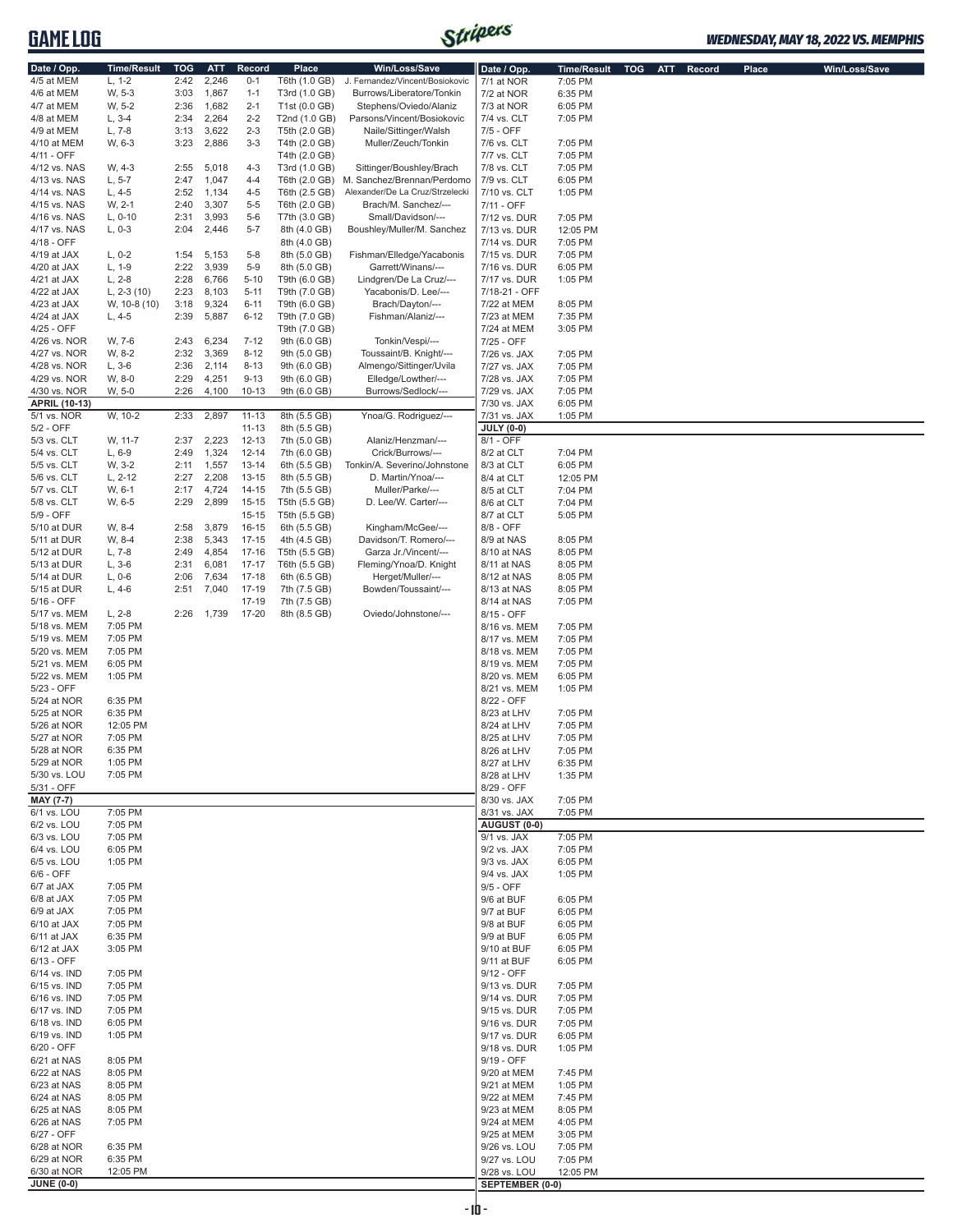## GAME LOG

*WEDNESDAY, MAY 18, 2022 VS. MEMPHIS*

| Date / Opp. | Time/Result | TOG | ATT | Record | Place | Win/Loss/Save |
|---|---|---|---|---|---|---|
| 4/5 at MEM | L, 1-2 | 2:42 | 2,246 | 0-1 | T6th (1.0 GB) | J. Fernandez/Vincent/Bosiokovic |
| 4/6 at MEM | W, 5-3 | 3:03 | 1,867 | 1-1 | T3rd (1.0 GB) | Burrows/Liberatore/Tonkin |
| 4/7 at MEM | W, 5-2 | 2:36 | 1,682 | 2-1 | T1st (0.0 GB) | Stephens/Oviedo/Alaniz |
| 4/8 at MEM | L, 3-4 | 2:34 | 2,264 | 2-2 | T2nd (1.0 GB) | Parsons/Vincent/Bosiokovic |
| 4/9 at MEM | L, 7-8 | 3:13 | 3,622 | 2-3 | T5th (2.0 GB) | Naile/Sittinger/Walsh |
| 4/10 at MEM | W, 6-3 | 3:23 | 2,886 | 3-3 | T4th (2.0 GB) | Muller/Zeuch/Tonkin |
| 4/11 - OFF | | | | | T4th (2.0 GB) | |
| 4/12 vs. NAS | W, 4-3 | 2:55 | 5,018 | 4-3 | T3rd (1.0 GB) | Sittinger/Boushley/Brach |
| 4/13 vs. NAS | L, 5-7 | 2:47 | 1,047 | 4-4 | T6th (2.0 GB) | M. Sanchez/Brennan/Perdomo |
| 4/14 vs. NAS | L, 4-5 | 2:52 | 1,134 | 4-5 | T6th (2.5 GB) | Alexander/De La Cruz/Strzelecki |
| 4/15 vs. NAS | W, 2-1 | 2:40 | 3,307 | 5-5 | T6th (2.0 GB) | Brach/M. Sanchez/--- |
| 4/16 vs. NAS | L, 0-10 | 2:31 | 3,993 | 5-6 | T7th (3.0 GB) | Small/Davidson/--- |
| 4/17 vs. NAS | L, 0-3 | 2:04 | 2,446 | 5-7 | 8th (4.0 GB) | Boushley/Muller/M. Sanchez |
| 4/18 - OFF | | | | | 8th (4.0 GB) | |
| 4/19 at JAX | L, 0-2 | 1:54 | 5,153 | 5-8 | 8th (5.0 GB) | Fishman/Elledge/Yacabonis |
| 4/20 at JAX | L, 1-9 | 2:22 | 3,939 | 5-9 | 8th (5.0 GB) | Garrett/Winans/--- |
| 4/21 at JAX | L, 2-8 | 2:28 | 6,766 | 5-10 | T9th (6.0 GB) | Lindgren/De La Cruz/--- |
| 4/22 at JAX | L, 2-3 (10) | 2:23 | 8,103 | 5-11 | T9th (7.0 GB) | Yacabonis/D. Lee/--- |
| 4/23 at JAX | W, 10-8 (10) | 3:18 | 9,324 | 6-11 | T9th (6.0 GB) | Brach/Dayton/--- |
| 4/24 at JAX | L, 4-5 | 2:39 | 5,887 | 6-12 | T9th (7.0 GB) | Fishman/Alaniz/--- |
| 4/25 - OFF | | | | | T9th (7.0 GB) | |
| 4/26 vs. NOR | W, 7-6 | 2:43 | 6,234 | 7-12 | 9th (6.0 GB) | Tonkin/Vespi/--- |
| 4/27 vs. NOR | W, 8-2 | 2:32 | 3,369 | 8-12 | 9th (5.0 GB) | Toussaint/B. Knight/--- |
| 4/28 vs. NOR | L, 3-6 | 2:36 | 2,114 | 8-13 | 9th (6.0 GB) | Almengo/Sittinger/Uvila |
| 4/29 vs. NOR | W, 8-0 | 2:29 | 4,251 | 9-13 | 9th (6.0 GB) | Elledge/Lowther/--- |
| 4/30 vs. NOR | W, 5-0 | 2:26 | 4,100 | 10-13 | 9th (6.0 GB) | Burrows/Sedlock/--- |
| **APRIL (10-13)** | | | | | | |
| 5/1 vs. NOR | W, 10-2 | 2:33 | 2,897 | 11-13 | 8th (5.5 GB) | Ynoa/G. Rodriguez/--- |
| 5/2 - OFF | | | | 11-13 | 8th (5.5 GB) | |
| 5/3 vs. CLT | W, 11-7 | 2:37 | 2,223 | 12-13 | 7th (5.0 GB) | Alaniz/Henzman/--- |
| 5/4 vs. CLT | L, 6-9 | 2:49 | 1,324 | 12-14 | 7th (6.0 GB) | Crick/Burrows/--- |
| 5/5 vs. CLT | W, 3-2 | 2:11 | 1,557 | 13-14 | 6th (5.5 GB) | Tonkin/A. Severino/Johnstone |
| 5/6 vs. CLT | L, 2-12 | 2:27 | 2,208 | 13-15 | 8th (5.5 GB) | D. Martin/Ynoa/--- |
| 5/7 vs. CLT | W, 6-1 | 2:17 | 4,724 | 14-15 | 7th (5.5 GB) | Muller/Parke/--- |
| 5/8 vs. CLT | W, 6-5 | 2:29 | 2,899 | 15-15 | T5th (5.5 GB) | D. Lee/W. Carter/--- |
| 5/9 - OFF | | | | 15-15 | T5th (5.5 GB) | |
| 5/10 at DUR | W, 8-4 | 2:58 | 3,879 | 16-15 | 6th (5.5 GB) | Kingham/McGee/--- |
| 5/11 at DUR | W, 8-4 | 2:38 | 5,343 | 17-15 | 4th (4.5 GB) | Davidson/T. Romero/--- |
| 5/12 at DUR | L, 7-8 | 2:49 | 4,854 | 17-16 | T5th (5.5 GB) | Garza Jr./Vincent/--- |
| 5/13 at DUR | L, 3-6 | 2:31 | 6,081 | 17-17 | T6th (5.5 GB) | Fleming/Ynoa/D. Knight |
| 5/14 at DUR | L, 0-6 | 2:06 | 7,634 | 17-18 | 6th (6.5 GB) | Herget/Muller/--- |
| 5/15 at DUR | L, 4-6 | 2:51 | 7,040 | 17-19 | 7th (7.5 GB) | Bowden/Toussaint/--- |
| 5/16 - OFF | | | | 17-19 | 7th (7.5 GB) | |
| 5/17 vs. MEM | L, 2-8 | 2:26 | 1,739 | 17-20 | 8th (8.5 GB) | Oviedo/Johnstone/--- |
| 5/18 vs. MEM | 7:05 PM | | | | | |
| 5/19 vs. MEM | 7:05 PM | | | | | |
| 5/20 vs. MEM | 7:05 PM | | | | | |
| 5/21 vs. MEM | 6:05 PM | | | | | |
| 5/22 vs. MEM | 1:05 PM | | | | | |
| 5/23 - OFF | | | | | | |
| 5/24 at NOR | 6:35 PM | | | | | |
| 5/25 at NOR | 6:35 PM | | | | | |
| 5/26 at NOR | 12:05 PM | | | | | |
| 5/27 at NOR | 7:05 PM | | | | | |
| 5/28 at NOR | 6:35 PM | | | | | |
| 5/29 at NOR | 1:05 PM | | | | | |
| 5/30 vs. LOU | 7:05 PM | | | | | |
| 5/31 - OFF | | | | | | |
| **MAY (7-7)** | | | | | | |
| 6/1 vs. LOU | 7:05 PM | | | | | |
| 6/2 vs. LOU | 7:05 PM | | | | | |
| 6/3 vs. LOU | 7:05 PM | | | | | |
| 6/4 vs. LOU | 6:05 PM | | | | | |
| 6/5 vs. LOU | 1:05 PM | | | | | |
| 6/6 - OFF | | | | | | |
| 6/7 at JAX | 7:05 PM | | | | | |
| 6/8 at JAX | 7:05 PM | | | | | |
| 6/9 at JAX | 7:05 PM | | | | | |
| 6/10 at JAX | 7:05 PM | | | | | |
| 6/11 at JAX | 6:35 PM | | | | | |
| 6/12 at JAX | 3:05 PM | | | | | |
| 6/13 - OFF | | | | | | |
| 6/14 vs. IND | 7:05 PM | | | | | |
| 6/15 vs. IND | 7:05 PM | | | | | |
| 6/16 vs. IND | 7:05 PM | | | | | |
| 6/17 vs. IND | 7:05 PM | | | | | |
| 6/18 vs. IND | 6:05 PM | | | | | |
| 6/19 vs. IND | 1:05 PM | | | | | |
| 6/20 - OFF | | | | | | |
| 6/21 at NAS | 8:05 PM | | | | | |
| 6/22 at NAS | 8:05 PM | | | | | |
| 6/23 at NAS | 8:05 PM | | | | | |
| 6/24 at NAS | 8:05 PM | | | | | |
| 6/25 at NAS | 8:05 PM | | | | | |
| 6/26 at NAS | 7:05 PM | | | | | |
| 6/27 - OFF | | | | | | |
| 6/28 at NOR | 6:35 PM | | | | | |
| 6/29 at NOR | 6:35 PM | | | | | |
| 6/30 at NOR | 12:05 PM | | | | | |
| **JUNE (0-0)** | | | | | | |

| Date / Opp. | Time/Result | TOG | ATT | Record | Place | Win/Loss/Save |
|---|---|---|---|---|---|---|
| 7/1 at NOR | 7:05 PM | | | | | |
| 7/2 at NOR | 6:35 PM | | | | | |
| 7/3 at NOR | 6:05 PM | | | | | |
| 7/4 vs. CLT | 7:05 PM | | | | | |
| 7/5 - OFF | | | | | | |
| 7/6 vs. CLT | 7:05 PM | | | | | |
| 7/7 vs. CLT | 7:05 PM | | | | | |
| 7/8 vs. CLT | 7:05 PM | | | | | |
| 7/9 vs. CLT | 6:05 PM | | | | | |
| 7/10 vs. CLT | 1:05 PM | | | | | |
| 7/11 - OFF | | | | | | |
| 7/12 vs. DUR | 7:05 PM | | | | | |
| 7/13 vs. DUR | 12:05 PM | | | | | |
| 7/14 vs. DUR | 7:05 PM | | | | | |
| 7/15 vs. DUR | 7:05 PM | | | | | |
| 7/16 vs. DUR | 6:05 PM | | | | | |
| 7/17 vs. DUR | 1:05 PM | | | | | |
| 7/18-21 - OFF | | | | | | |
| 7/22 at MEM | 8:05 PM | | | | | |
| 7/23 at MEM | 7:35 PM | | | | | |
| 7/24 at MEM | 3:05 PM | | | | | |
| 7/25 - OFF | | | | | | |
| 7/26 vs. JAX | 7:05 PM | | | | | |
| 7/27 vs. JAX | 7:05 PM | | | | | |
| 7/28 vs. JAX | 7:05 PM | | | | | |
| 7/29 vs. JAX | 7:05 PM | | | | | |
| 7/30 vs. JAX | 6:05 PM | | | | | |
| 7/31 vs. JAX | 1:05 PM | | | | | |
| **JULY (0-0)** | | | | | | |
| 8/1 - OFF | | | | | | |
| 8/2 at CLT | 7:04 PM | | | | | |
| 8/3 at CLT | 6:05 PM | | | | | |
| 8/4 at CLT | 12:05 PM | | | | | |
| 8/5 at CLT | 7:04 PM | | | | | |
| 8/6 at CLT | 7:04 PM | | | | | |
| 8/7 at CLT | 5:05 PM | | | | | |
| 8/8 - OFF | | | | | | |
| 8/9 at NAS | 8:05 PM | | | | | |
| 8/10 at NAS | 8:05 PM | | | | | |
| 8/11 at NAS | 8:05 PM | | | | | |
| 8/12 at NAS | 8:05 PM | | | | | |
| 8/13 at NAS | 8:05 PM | | | | | |
| 8/14 at NAS | 7:05 PM | | | | | |
| 8/15 - OFF | | | | | | |
| 8/16 vs. MEM | 7:05 PM | | | | | |
| 8/17 vs. MEM | 7:05 PM | | | | | |
| 8/18 vs. MEM | 7:05 PM | | | | | |
| 8/19 vs. MEM | 7:05 PM | | | | | |
| 8/20 vs. MEM | 6:05 PM | | | | | |
| 8/21 vs. MEM | 1:05 PM | | | | | |
| 8/22 - OFF | | | | | | |
| 8/23 at LHV | 7:05 PM | | | | | |
| 8/24 at LHV | 7:05 PM | | | | | |
| 8/25 at LHV | 7:05 PM | | | | | |
| 8/26 at LHV | 7:05 PM | | | | | |
| 8/27 at LHV | 6:35 PM | | | | | |
| 8/28 at LHV | 1:35 PM | | | | | |
| 8/29 - OFF | | | | | | |
| 8/30 vs. JAX | 7:05 PM | | | | | |
| 8/31 vs. JAX | 7:05 PM | | | | | |
| **AUGUST (0-0)** | | | | | | |
| 9/1 vs. JAX | 7:05 PM | | | | | |
| 9/2 vs. JAX | 7:05 PM | | | | | |
| 9/3 vs. JAX | 6:05 PM | | | | | |
| 9/4 vs. JAX | 1:05 PM | | | | | |
| 9/5 - OFF | | | | | | |
| 9/6 at BUF | 6:05 PM | | | | | |
| 9/7 at BUF | 6:05 PM | | | | | |
| 9/8 at BUF | 6:05 PM | | | | | |
| 9/9 at BUF | 6:05 PM | | | | | |
| 9/10 at BUF | 6:05 PM | | | | | |
| 9/11 at BUF | 6:05 PM | | | | | |
| 9/12 - OFF | | | | | | |
| 9/13 vs. DUR | 7:05 PM | | | | | |
| 9/14 vs. DUR | 7:05 PM | | | | | |
| 9/15 vs. DUR | 7:05 PM | | | | | |
| 9/16 vs. DUR | 7:05 PM | | | | | |
| 9/17 vs. DUR | 6:05 PM | | | | | |
| 9/18 vs. DUR | 1:05 PM | | | | | |
| 9/19 - OFF | | | | | | |
| 9/20 at MEM | 7:45 PM | | | | | |
| 9/21 at MEM | 1:05 PM | | | | | |
| 9/22 at MEM | 7:45 PM | | | | | |
| 9/23 at MEM | 8:05 PM | | | | | |
| 9/24 at MEM | 4:05 PM | | | | | |
| 9/25 at MEM | 3:05 PM | | | | | |
| 9/26 vs. LOU | 7:05 PM | | | | | |
| 9/27 vs. LOU | 7:05 PM | | | | | |
| 9/28 vs. LOU | 12:05 PM | | | | | |
| **SEPTEMBER (0-0)** | | | | | | |